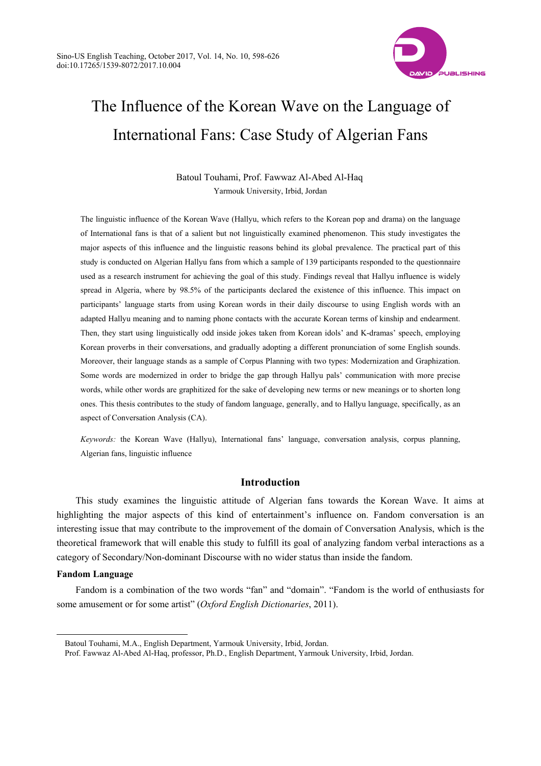# The Influence of the Korean Wave on the Language of International Fans: Case Study of Algerian Fans

Batoul Touhami, Prof. Fawwaz Al-Abed Al-Haq
Yarmouk University, Irbid, Jordan

The linguistic influence of the Korean Wave (Hallyu, which refers to the Korean pop and drama) on the language of International fans is that of a salient but not linguistically examined phenomenon. This study investigates the major aspects of this influence and the linguistic reasons behind its global prevalence. The practical part of this study is conducted on Algerian Hallyu fans from which a sample of 139 participants responded to the questionnaire used as a research instrument for achieving the goal of this study. Findings reveal that Hallyu influence is widely spread in Algeria, where by 98.5% of the participants declared the existence of this influence. This impact on participants' language starts from using Korean words in their daily discourse to using English words with an adapted Hallyu meaning and to naming phone contacts with the accurate Korean terms of kinship and endearment. Then, they start using linguistically odd inside jokes taken from Korean idols' and K-dramas' speech, employing Korean proverbs in their conversations, and gradually adopting a different pronunciation of some English sounds. Moreover, their language stands as a sample of Corpus Planning with two types: Modernization and Graphization. Some words are modernized in order to bridge the gap through Hallyu pals' communication with more precise words, while other words are graphitized for the sake of developing new terms or new meanings or to shorten long ones. This thesis contributes to the study of fandom language, generally, and to Hallyu language, specifically, as an aspect of Conversation Analysis (CA).

*Keywords:* the Korean Wave (Hallyu), International fans' language, conversation analysis, corpus planning, Algerian fans, linguistic influence

## Introduction

This study examines the linguistic attitude of Algerian fans towards the Korean Wave. It aims at highlighting the major aspects of this kind of entertainment's influence on. Fandom conversation is an interesting issue that may contribute to the improvement of the domain of Conversation Analysis, which is the theoretical framework that will enable this study to fulfill its goal of analyzing fandom verbal interactions as a category of Secondary/Non-dominant Discourse with no wider status than inside the fandom.

### Fandom Language

Fandom is a combination of the two words "fan" and "domain". "Fandom is the world of enthusiasts for some amusement or for some artist" (*Oxford English Dictionaries*, 2011).

---

Batoul Touhami, M.A., English Department, Yarmouk University, Irbid, Jordan.
Prof. Fawwaz Al-Abed Al-Haq, professor, Ph.D., English Department, Yarmouk University, Irbid, Jordan.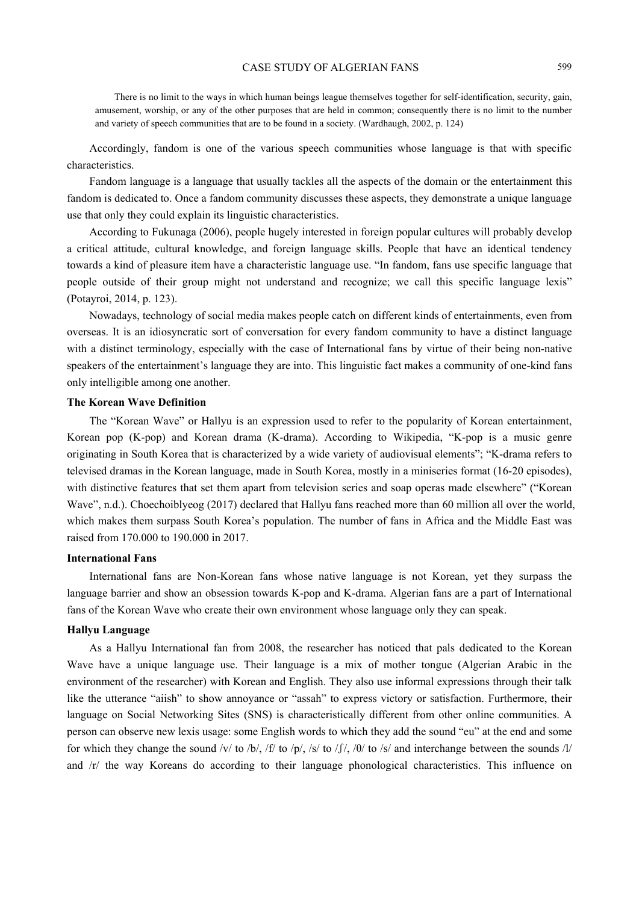> There is no limit to the ways in which human beings league themselves together for self-identification, security, gain, amusement, worship, or any of the other purposes that are held in common; consequently there is no limit to the number and variety of speech communities that are to be found in a society. (Wardhaugh, 2002, p. 124)

Accordingly, fandom is one of the various speech communities whose language is that with specific characteristics.

Fandom language is a language that usually tackles all the aspects of the domain or the entertainment this fandom is dedicated to. Once a fandom community discusses these aspects, they demonstrate a unique language use that only they could explain its linguistic characteristics.

According to Fukunaga (2006), people hugely interested in foreign popular cultures will probably develop a critical attitude, cultural knowledge, and foreign language skills. People that have an identical tendency towards a kind of pleasure item have a characteristic language use. "In fandom, fans use specific language that people outside of their group might not understand and recognize; we call this specific language lexis" (Potayroi, 2014, p. 123).

Nowadays, technology of social media makes people catch on different kinds of entertainments, even from overseas. It is an idiosyncratic sort of conversation for every fandom community to have a distinct language with a distinct terminology, especially with the case of International fans by virtue of their being non-native speakers of the entertainment's language they are into. This linguistic fact makes a community of one-kind fans only intelligible among one another.

**The Korean Wave Definition**

The "Korean Wave" or Hallyu is an expression used to refer to the popularity of Korean entertainment, Korean pop (K-pop) and Korean drama (K-drama). According to Wikipedia, "K-pop is a music genre originating in South Korea that is characterized by a wide variety of audiovisual elements"; "K-drama refers to televised dramas in the Korean language, made in South Korea, mostly in a miniseries format (16-20 episodes), with distinctive features that set them apart from television series and soap operas made elsewhere" ("Korean Wave", n.d.). Choechoiblyeog (2017) declared that Hallyu fans reached more than 60 million all over the world, which makes them surpass South Korea's population. The number of fans in Africa and the Middle East was raised from 170.000 to 190.000 in 2017.

**International Fans**

International fans are Non-Korean fans whose native language is not Korean, yet they surpass the language barrier and show an obsession towards K-pop and K-drama. Algerian fans are a part of International fans of the Korean Wave who create their own environment whose language only they can speak.

**Hallyu Language**

As a Hallyu International fan from 2008, the researcher has noticed that pals dedicated to the Korean Wave have a unique language use. Their language is a mix of mother tongue (Algerian Arabic in the environment of the researcher) with Korean and English. They also use informal expressions through their talk like the utterance "aiish" to show annoyance or "assah" to express victory or satisfaction. Furthermore, their language on Social Networking Sites (SNS) is characteristically different from other online communities. A person can observe new lexis usage: some English words to which they add the sound "eu" at the end and some for which they change the sound /v/ to /b/, /f/ to /p/, /s/ to /ʃ/, /θ/ to /s/ and interchange between the sounds /l/ and /r/ the way Koreans do according to their language phonological characteristics. This influence on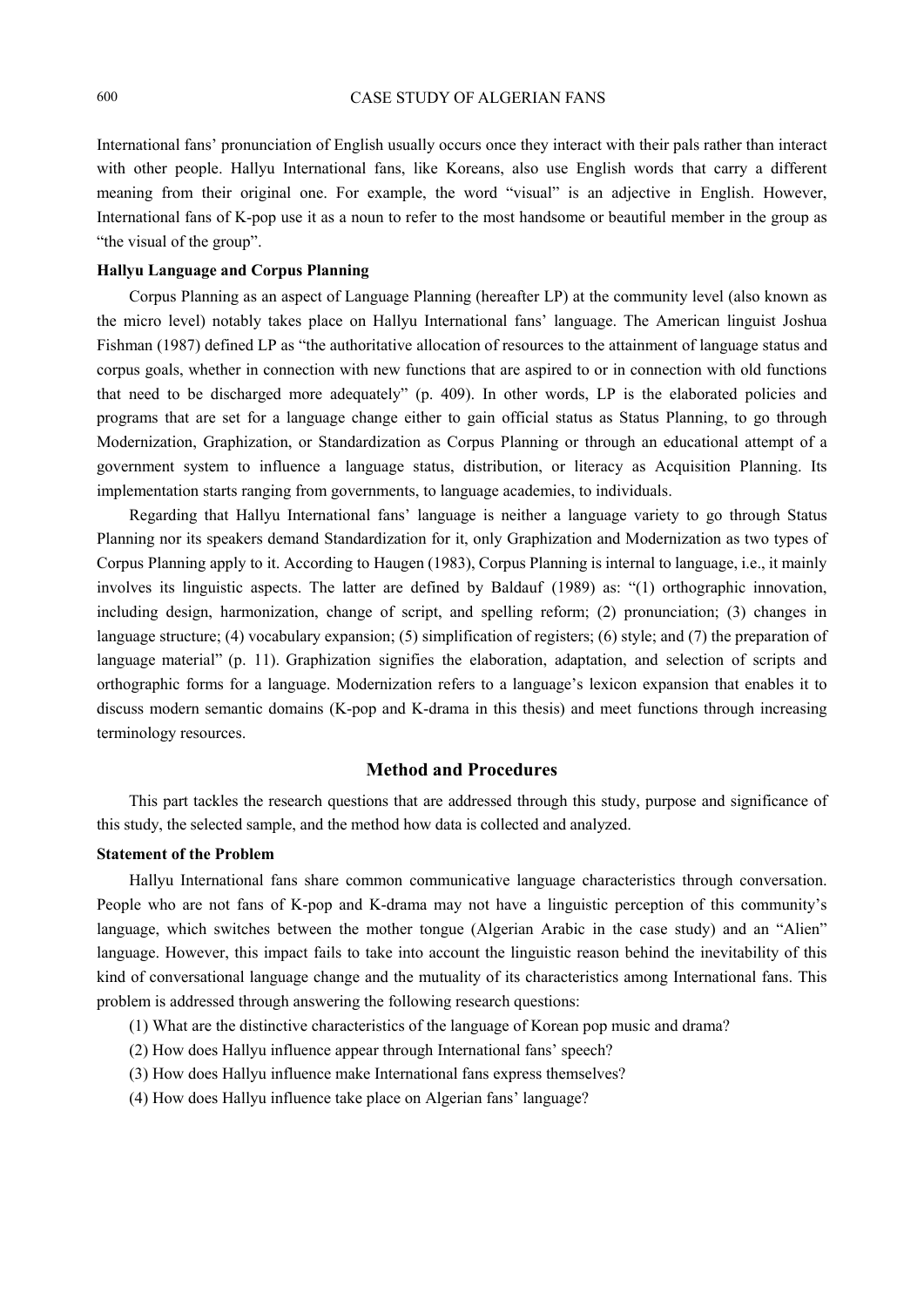International fans' pronunciation of English usually occurs once they interact with their pals rather than interact with other people. Hallyu International fans, like Koreans, also use English words that carry a different meaning from their original one. For example, the word "visual" is an adjective in English. However, International fans of K-pop use it as a noun to refer to the most handsome or beautiful member in the group as "the visual of the group".

### Hallyu Language and Corpus Planning

Corpus Planning as an aspect of Language Planning (hereafter LP) at the community level (also known as the micro level) notably takes place on Hallyu International fans' language. The American linguist Joshua Fishman (1987) defined LP as "the authoritative allocation of resources to the attainment of language status and corpus goals, whether in connection with new functions that are aspired to or in connection with old functions that need to be discharged more adequately" (p. 409). In other words, LP is the elaborated policies and programs that are set for a language change either to gain official status as Status Planning, to go through Modernization, Graphization, or Standardization as Corpus Planning or through an educational attempt of a government system to influence a language status, distribution, or literacy as Acquisition Planning. Its implementation starts ranging from governments, to language academies, to individuals.

Regarding that Hallyu International fans' language is neither a language variety to go through Status Planning nor its speakers demand Standardization for it, only Graphization and Modernization as two types of Corpus Planning apply to it. According to Haugen (1983), Corpus Planning is internal to language, i.e., it mainly involves its linguistic aspects. The latter are defined by Baldauf (1989) as: "(1) orthographic innovation, including design, harmonization, change of script, and spelling reform; (2) pronunciation; (3) changes in language structure; (4) vocabulary expansion; (5) simplification of registers; (6) style; and (7) the preparation of language material" (p. 11). Graphization signifies the elaboration, adaptation, and selection of scripts and orthographic forms for a language. Modernization refers to a language's lexicon expansion that enables it to discuss modern semantic domains (K-pop and K-drama in this thesis) and meet functions through increasing terminology resources.

## Method and Procedures

This part tackles the research questions that are addressed through this study, purpose and significance of this study, the selected sample, and the method how data is collected and analyzed.

### Statement of the Problem

Hallyu International fans share common communicative language characteristics through conversation. People who are not fans of K-pop and K-drama may not have a linguistic perception of this community's language, which switches between the mother tongue (Algerian Arabic in the case study) and an "Alien" language. However, this impact fails to take into account the linguistic reason behind the inevitability of this kind of conversational language change and the mutuality of its characteristics among International fans. This problem is addressed through answering the following research questions:

(1) What are the distinctive characteristics of the language of Korean pop music and drama?

(2) How does Hallyu influence appear through International fans' speech?

(3) How does Hallyu influence make International fans express themselves?

(4) How does Hallyu influence take place on Algerian fans' language?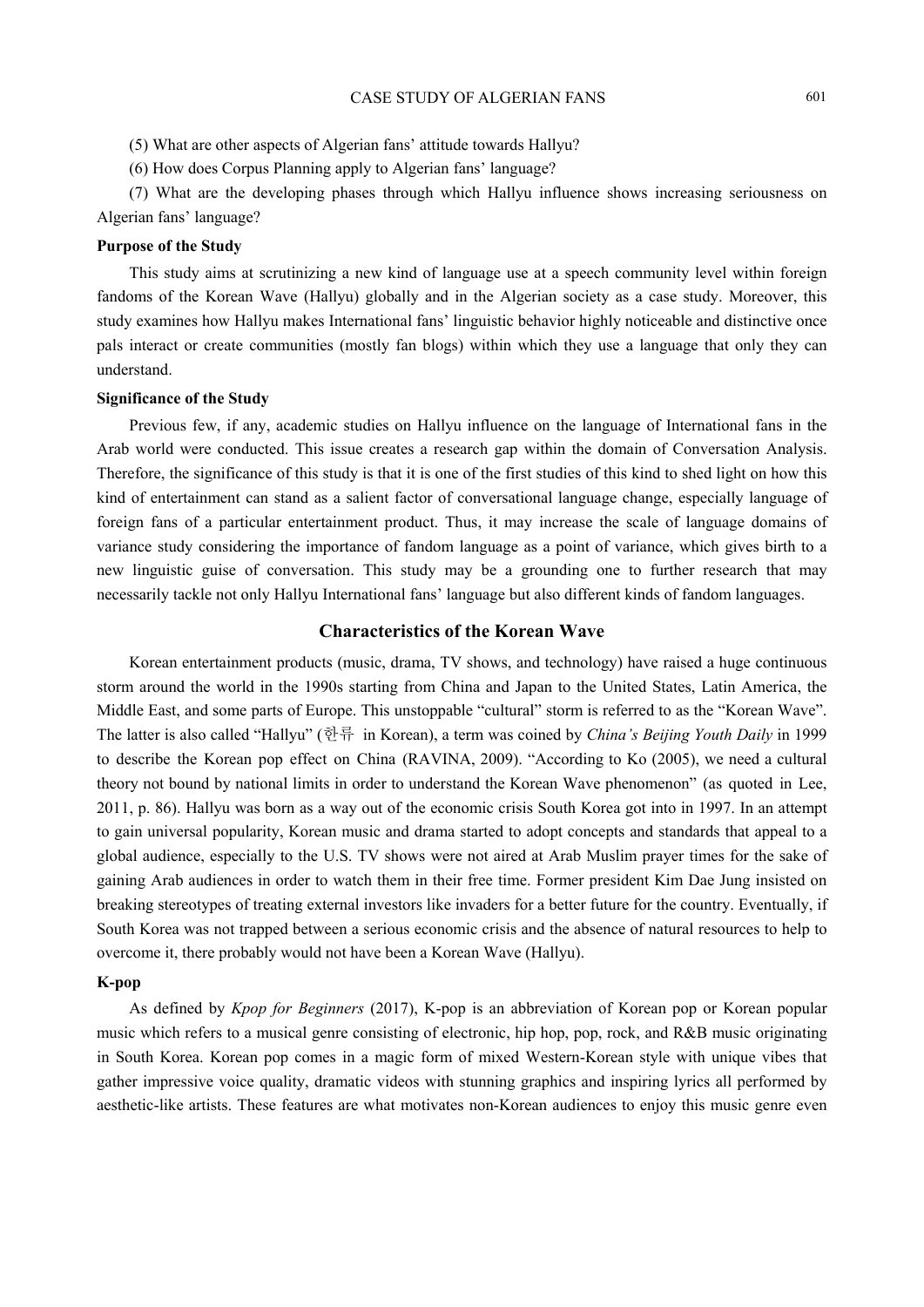(5) What are other aspects of Algerian fans' attitude towards Hallyu?

(6) How does Corpus Planning apply to Algerian fans' language?

(7) What are the developing phases through which Hallyu influence shows increasing seriousness on Algerian fans' language?

### Purpose of the Study

This study aims at scrutinizing a new kind of language use at a speech community level within foreign fandoms of the Korean Wave (Hallyu) globally and in the Algerian society as a case study. Moreover, this study examines how Hallyu makes International fans' linguistic behavior highly noticeable and distinctive once pals interact or create communities (mostly fan blogs) within which they use a language that only they can understand.

### Significance of the Study

Previous few, if any, academic studies on Hallyu influence on the language of International fans in the Arab world were conducted. This issue creates a research gap within the domain of Conversation Analysis. Therefore, the significance of this study is that it is one of the first studies of this kind to shed light on how this kind of entertainment can stand as a salient factor of conversational language change, especially language of foreign fans of a particular entertainment product. Thus, it may increase the scale of language domains of variance study considering the importance of fandom language as a point of variance, which gives birth to a new linguistic guise of conversation. This study may be a grounding one to further research that may necessarily tackle not only Hallyu International fans' language but also different kinds of fandom languages.

## Characteristics of the Korean Wave

Korean entertainment products (music, drama, TV shows, and technology) have raised a huge continuous storm around the world in the 1990s starting from China and Japan to the United States, Latin America, the Middle East, and some parts of Europe. This unstoppable "cultural" storm is referred to as the "Korean Wave". The latter is also called "Hallyu" (한류 in Korean), a term was coined by *China's Beijing Youth Daily* in 1999 to describe the Korean pop effect on China (RAVINA, 2009). "According to Ko (2005), we need a cultural theory not bound by national limits in order to understand the Korean Wave phenomenon" (as quoted in Lee, 2011, p. 86). Hallyu was born as a way out of the economic crisis South Korea got into in 1997. In an attempt to gain universal popularity, Korean music and drama started to adopt concepts and standards that appeal to a global audience, especially to the U.S. TV shows were not aired at Arab Muslim prayer times for the sake of gaining Arab audiences in order to watch them in their free time. Former president Kim Dae Jung insisted on breaking stereotypes of treating external investors like invaders for a better future for the country. Eventually, if South Korea was not trapped between a serious economic crisis and the absence of natural resources to help to overcome it, there probably would not have been a Korean Wave (Hallyu).

### K-pop

As defined by *Kpop for Beginners* (2017), K-pop is an abbreviation of Korean pop or Korean popular music which refers to a musical genre consisting of electronic, hip hop, pop, rock, and R&B music originating in South Korea. Korean pop comes in a magic form of mixed Western-Korean style with unique vibes that gather impressive voice quality, dramatic videos with stunning graphics and inspiring lyrics all performed by aesthetic-like artists. These features are what motivates non-Korean audiences to enjoy this music genre even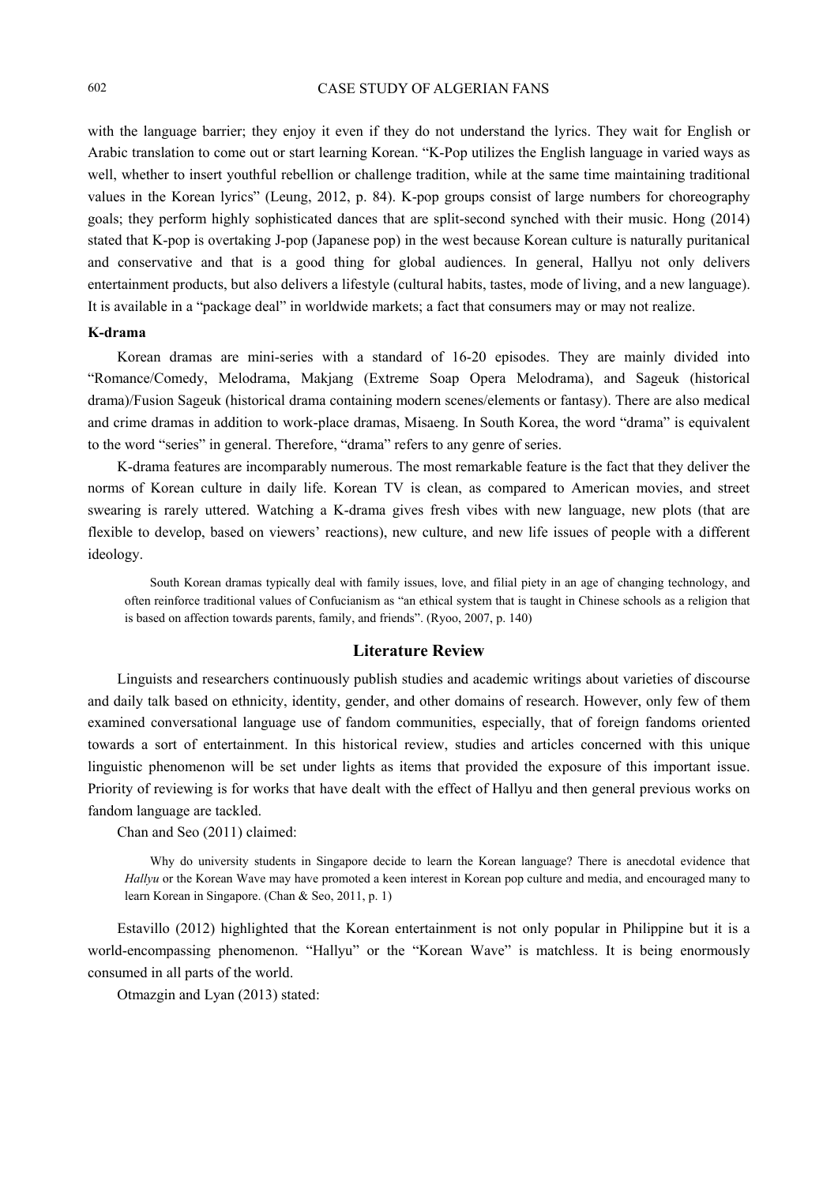with the language barrier; they enjoy it even if they do not understand the lyrics. They wait for English or Arabic translation to come out or start learning Korean. "K-Pop utilizes the English language in varied ways as well, whether to insert youthful rebellion or challenge tradition, while at the same time maintaining traditional values in the Korean lyrics" (Leung, 2012, p. 84). K-pop groups consist of large numbers for choreography goals; they perform highly sophisticated dances that are split-second synched with their music. Hong (2014) stated that K-pop is overtaking J-pop (Japanese pop) in the west because Korean culture is naturally puritanical and conservative and that is a good thing for global audiences. In general, Hallyu not only delivers entertainment products, but also delivers a lifestyle (cultural habits, tastes, mode of living, and a new language). It is available in a "package deal" in worldwide markets; a fact that consumers may or may not realize.

**K-drama**

Korean dramas are mini-series with a standard of 16-20 episodes. They are mainly divided into "Romance/Comedy, Melodrama, Makjang (Extreme Soap Opera Melodrama), and Sageuk (historical drama)/Fusion Sageuk (historical drama containing modern scenes/elements or fantasy). There are also medical and crime dramas in addition to work-place dramas, Misaeng. In South Korea, the word "drama" is equivalent to the word "series" in general. Therefore, "drama" refers to any genre of series.

K-drama features are incomparably numerous. The most remarkable feature is the fact that they deliver the norms of Korean culture in daily life. Korean TV is clean, as compared to American movies, and street swearing is rarely uttered. Watching a K-drama gives fresh vibes with new language, new plots (that are flexible to develop, based on viewers' reactions), new culture, and new life issues of people with a different ideology.

> South Korean dramas typically deal with family issues, love, and filial piety in an age of changing technology, and often reinforce traditional values of Confucianism as "an ethical system that is taught in Chinese schools as a religion that is based on affection towards parents, family, and friends". (Ryoo, 2007, p. 140)

## Literature Review

Linguists and researchers continuously publish studies and academic writings about varieties of discourse and daily talk based on ethnicity, identity, gender, and other domains of research. However, only few of them examined conversational language use of fandom communities, especially, that of foreign fandoms oriented towards a sort of entertainment. In this historical review, studies and articles concerned with this unique linguistic phenomenon will be set under lights as items that provided the exposure of this important issue. Priority of reviewing is for works that have dealt with the effect of Hallyu and then general previous works on fandom language are tackled.

Chan and Seo (2011) claimed:

> Why do university students in Singapore decide to learn the Korean language? There is anecdotal evidence that *Hallyu* or the Korean Wave may have promoted a keen interest in Korean pop culture and media, and encouraged many to learn Korean in Singapore. (Chan & Seo, 2011, p. 1)

Estavillo (2012) highlighted that the Korean entertainment is not only popular in Philippine but it is a world-encompassing phenomenon. "Hallyu" or the "Korean Wave" is matchless. It is being enormously consumed in all parts of the world.

Otmazgin and Lyan (2013) stated: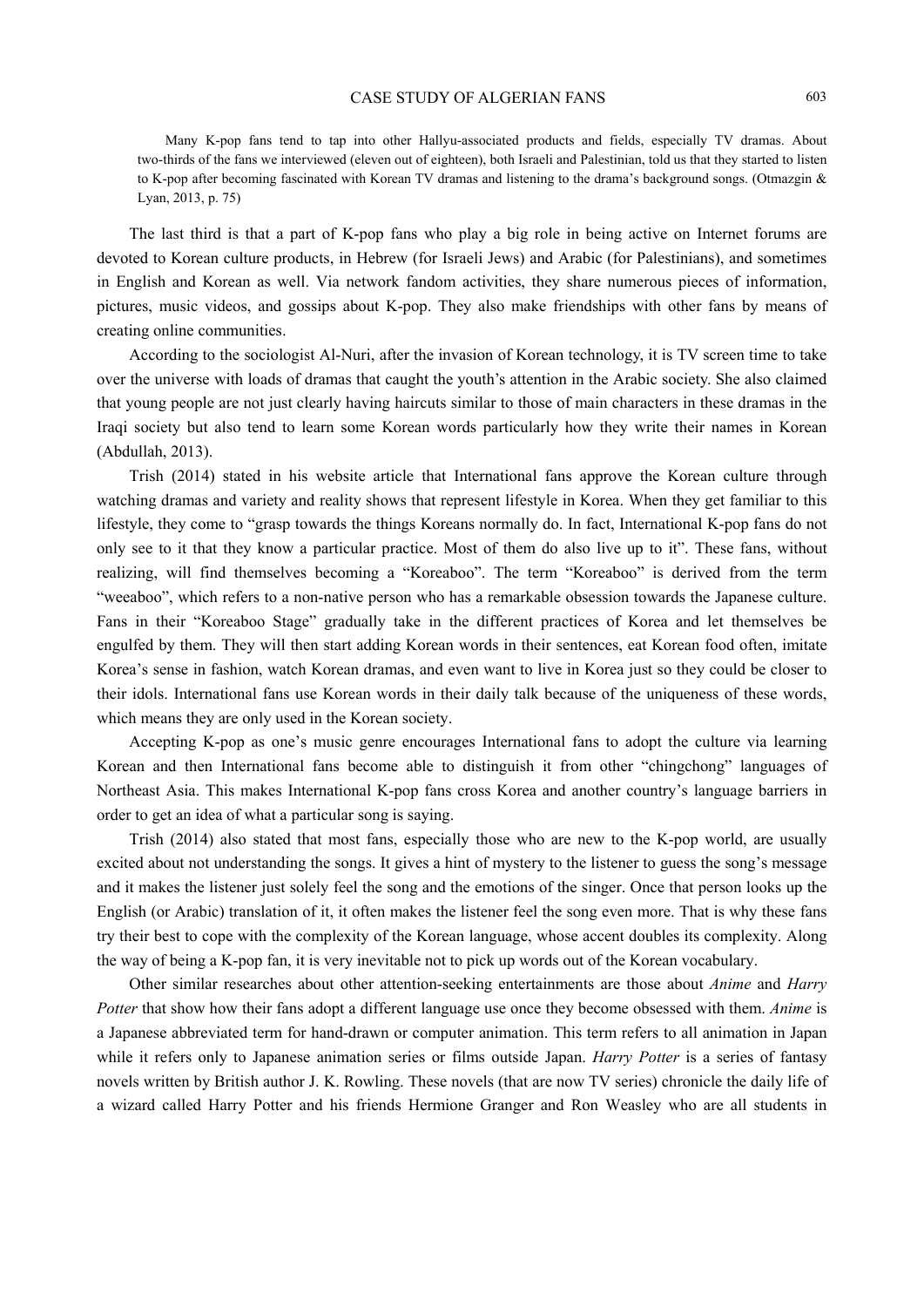> Many K-pop fans tend to tap into other Hallyu-associated products and fields, especially TV dramas. About two-thirds of the fans we interviewed (eleven out of eighteen), both Israeli and Palestinian, told us that they started to listen to K-pop after becoming fascinated with Korean TV dramas and listening to the drama's background songs. (Otmazgin & Lyan, 2013, p. 75)

The last third is that a part of K-pop fans who play a big role in being active on Internet forums are devoted to Korean culture products, in Hebrew (for Israeli Jews) and Arabic (for Palestinians), and sometimes in English and Korean as well. Via network fandom activities, they share numerous pieces of information, pictures, music videos, and gossips about K-pop. They also make friendships with other fans by means of creating online communities.

According to the sociologist Al-Nuri, after the invasion of Korean technology, it is TV screen time to take over the universe with loads of dramas that caught the youth's attention in the Arabic society. She also claimed that young people are not just clearly having haircuts similar to those of main characters in these dramas in the Iraqi society but also tend to learn some Korean words particularly how they write their names in Korean (Abdullah, 2013).

Trish (2014) stated in his website article that International fans approve the Korean culture through watching dramas and variety and reality shows that represent lifestyle in Korea. When they get familiar to this lifestyle, they come to "grasp towards the things Koreans normally do. In fact, International K-pop fans do not only see to it that they know a particular practice. Most of them do also live up to it". These fans, without realizing, will find themselves becoming a "Koreaboo". The term "Koreaboo" is derived from the term "weeaboo", which refers to a non-native person who has a remarkable obsession towards the Japanese culture. Fans in their "Koreaboo Stage" gradually take in the different practices of Korea and let themselves be engulfed by them. They will then start adding Korean words in their sentences, eat Korean food often, imitate Korea's sense in fashion, watch Korean dramas, and even want to live in Korea just so they could be closer to their idols. International fans use Korean words in their daily talk because of the uniqueness of these words, which means they are only used in the Korean society.

Accepting K-pop as one's music genre encourages International fans to adopt the culture via learning Korean and then International fans become able to distinguish it from other "chingchong" languages of Northeast Asia. This makes International K-pop fans cross Korea and another country's language barriers in order to get an idea of what a particular song is saying.

Trish (2014) also stated that most fans, especially those who are new to the K-pop world, are usually excited about not understanding the songs. It gives a hint of mystery to the listener to guess the song's message and it makes the listener just solely feel the song and the emotions of the singer. Once that person looks up the English (or Arabic) translation of it, it often makes the listener feel the song even more. That is why these fans try their best to cope with the complexity of the Korean language, whose accent doubles its complexity. Along the way of being a K-pop fan, it is very inevitable not to pick up words out of the Korean vocabulary.

Other similar researches about other attention-seeking entertainments are those about *Anime* and *Harry Potter* that show how their fans adopt a different language use once they become obsessed with them. *Anime* is a Japanese abbreviated term for hand-drawn or computer animation. This term refers to all animation in Japan while it refers only to Japanese animation series or films outside Japan. *Harry Potter* is a series of fantasy novels written by British author J. K. Rowling. These novels (that are now TV series) chronicle the daily life of a wizard called Harry Potter and his friends Hermione Granger and Ron Weasley who are all students in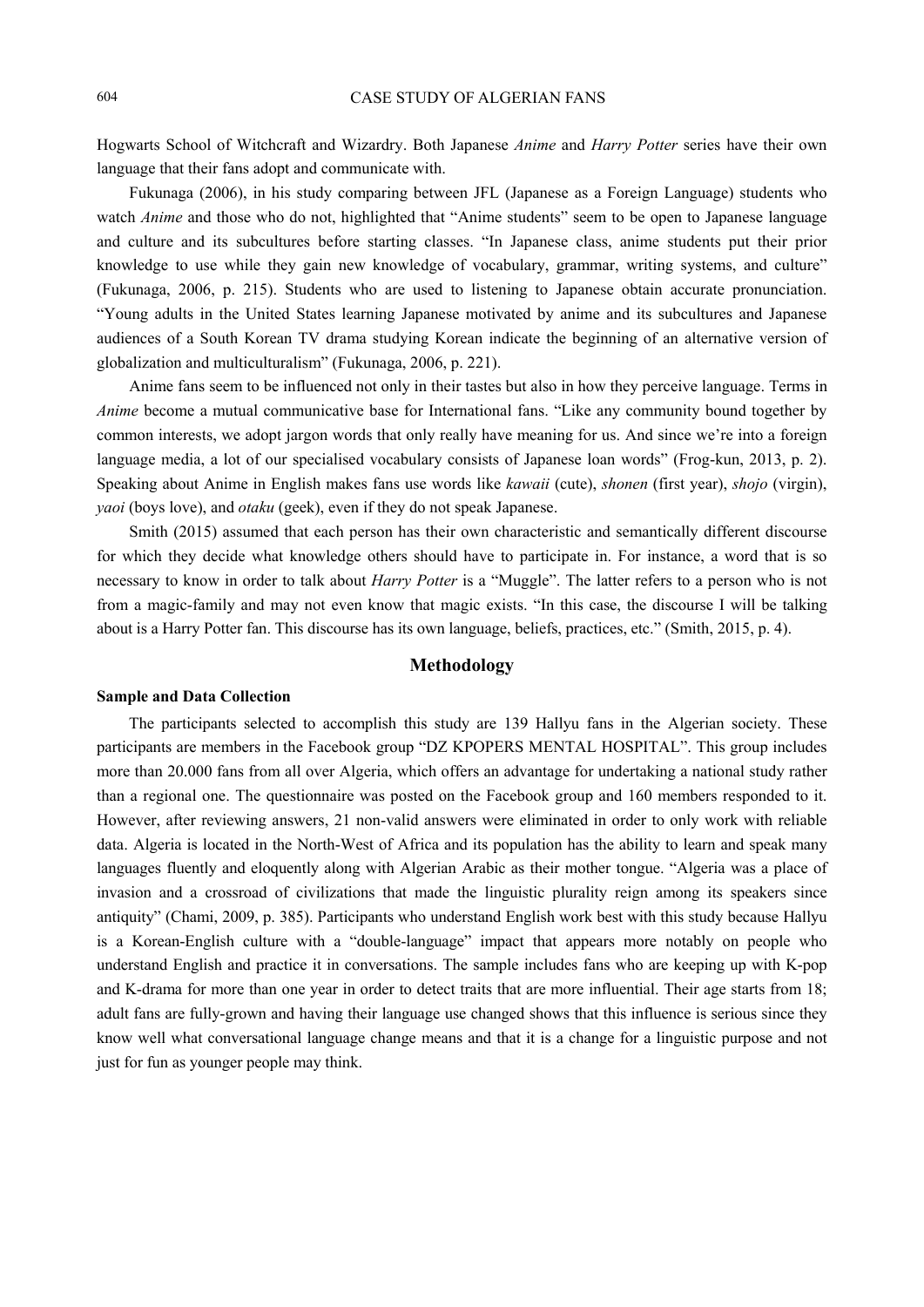Hogwarts School of Witchcraft and Wizardry. Both Japanese *Anime* and *Harry Potter* series have their own language that their fans adopt and communicate with.

Fukunaga (2006), in his study comparing between JFL (Japanese as a Foreign Language) students who watch *Anime* and those who do not, highlighted that "Anime students" seem to be open to Japanese language and culture and its subcultures before starting classes. "In Japanese class, anime students put their prior knowledge to use while they gain new knowledge of vocabulary, grammar, writing systems, and culture" (Fukunaga, 2006, p. 215). Students who are used to listening to Japanese obtain accurate pronunciation. "Young adults in the United States learning Japanese motivated by anime and its subcultures and Japanese audiences of a South Korean TV drama studying Korean indicate the beginning of an alternative version of globalization and multiculturalism" (Fukunaga, 2006, p. 221).

Anime fans seem to be influenced not only in their tastes but also in how they perceive language. Terms in *Anime* become a mutual communicative base for International fans. "Like any community bound together by common interests, we adopt jargon words that only really have meaning for us. And since we're into a foreign language media, a lot of our specialised vocabulary consists of Japanese loan words" (Frog-kun, 2013, p. 2). Speaking about Anime in English makes fans use words like *kawaii* (cute), *shonen* (first year), *shojo* (virgin), *yaoi* (boys love), and *otaku* (geek), even if they do not speak Japanese.

Smith (2015) assumed that each person has their own characteristic and semantically different discourse for which they decide what knowledge others should have to participate in. For instance, a word that is so necessary to know in order to talk about *Harry Potter* is a "Muggle". The latter refers to a person who is not from a magic-family and may not even know that magic exists. "In this case, the discourse I will be talking about is a Harry Potter fan. This discourse has its own language, beliefs, practices, etc." (Smith, 2015, p. 4).

## Methodology

### Sample and Data Collection

The participants selected to accomplish this study are 139 Hallyu fans in the Algerian society. These participants are members in the Facebook group "DZ KPOPERS MENTAL HOSPITAL". This group includes more than 20.000 fans from all over Algeria, which offers an advantage for undertaking a national study rather than a regional one. The questionnaire was posted on the Facebook group and 160 members responded to it. However, after reviewing answers, 21 non-valid answers were eliminated in order to only work with reliable data. Algeria is located in the North-West of Africa and its population has the ability to learn and speak many languages fluently and eloquently along with Algerian Arabic as their mother tongue. "Algeria was a place of invasion and a crossroad of civilizations that made the linguistic plurality reign among its speakers since antiquity" (Chami, 2009, p. 385). Participants who understand English work best with this study because Hallyu is a Korean-English culture with a "double-language" impact that appears more notably on people who understand English and practice it in conversations. The sample includes fans who are keeping up with K-pop and K-drama for more than one year in order to detect traits that are more influential. Their age starts from 18; adult fans are fully-grown and having their language use changed shows that this influence is serious since they know well what conversational language change means and that it is a change for a linguistic purpose and not just for fun as younger people may think.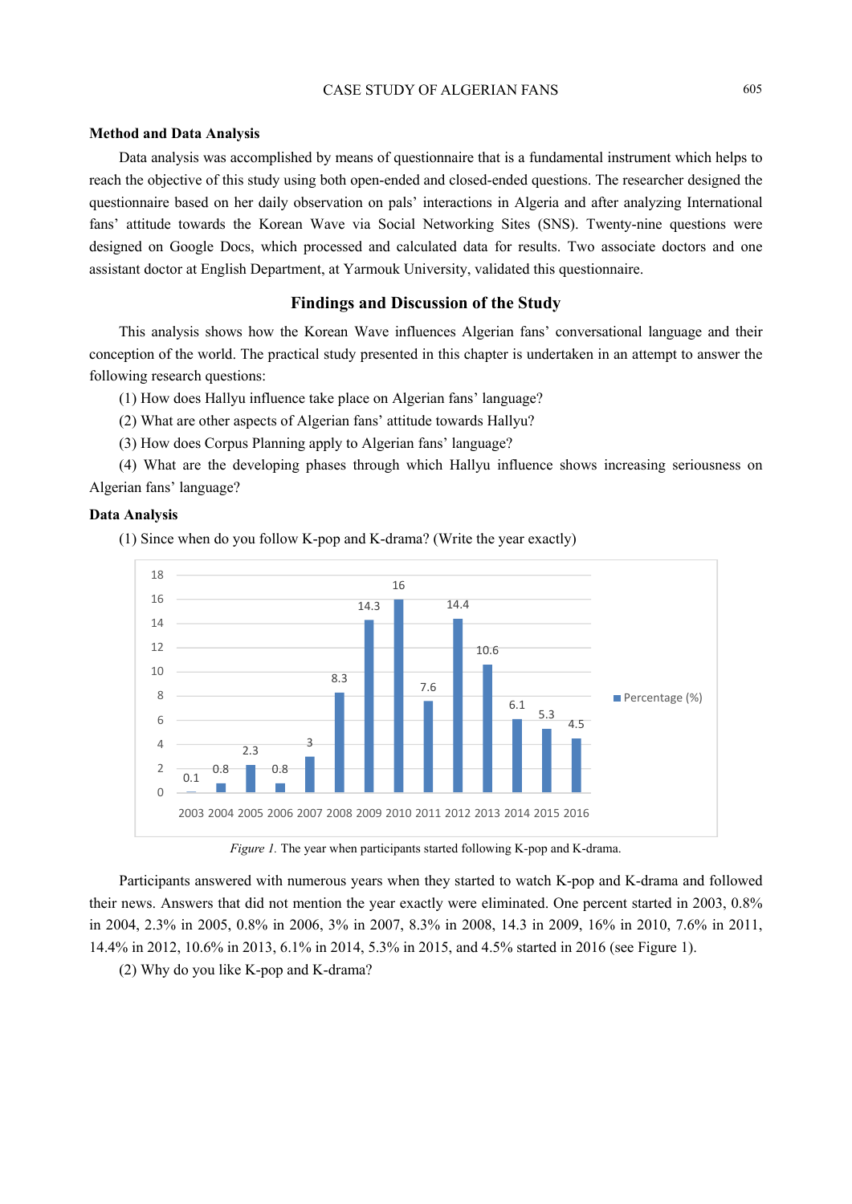### Method and Data Analysis

Data analysis was accomplished by means of questionnaire that is a fundamental instrument which helps to reach the objective of this study using both open-ended and closed-ended questions. The researcher designed the questionnaire based on her daily observation on pals' interactions in Algeria and after analyzing International fans' attitude towards the Korean Wave via Social Networking Sites (SNS). Twenty-nine questions were designed on Google Docs, which processed and calculated data for results. Two associate doctors and one assistant doctor at English Department, at Yarmouk University, validated this questionnaire.

## Findings and Discussion of the Study

This analysis shows how the Korean Wave influences Algerian fans' conversational language and their conception of the world. The practical study presented in this chapter is undertaken in an attempt to answer the following research questions:

(1) How does Hallyu influence take place on Algerian fans' language?

(2) What are other aspects of Algerian fans' attitude towards Hallyu?

(3) How does Corpus Planning apply to Algerian fans' language?

(4) What are the developing phases through which Hallyu influence shows increasing seriousness on Algerian fans' language?

### Data Analysis

(1) Since when do you follow K-pop and K-drama? (Write the year exactly)

| Year | Percentage (%) |
|---|---|
| 2003 | 0.1 |
| 2004 | 0.8 |
| 2005 | 2.3 |
| 2006 | 0.8 |
| 2007 | 3 |
| 2008 | 8.3 |
| 2009 | 14.3 |
| 2010 | 16 |
| 2011 | 7.6 |
| 2012 | 14.4 |
| 2013 | 10.6 |
| 2014 | 6.1 |
| 2015 | 5.3 |
| 2016 | 4.5 |

*Figure 1.* The year when participants started following K-pop and K-drama.

Participants answered with numerous years when they started to watch K-pop and K-drama and followed their news. Answers that did not mention the year exactly were eliminated. One percent started in 2003, 0.8% in 2004, 2.3% in 2005, 0.8% in 2006, 3% in 2007, 8.3% in 2008, 14.3 in 2009, 16% in 2010, 7.6% in 2011, 14.4% in 2012, 10.6% in 2013, 6.1% in 2014, 5.3% in 2015, and 4.5% started in 2016 (see Figure 1).

(2) Why do you like K-pop and K-drama?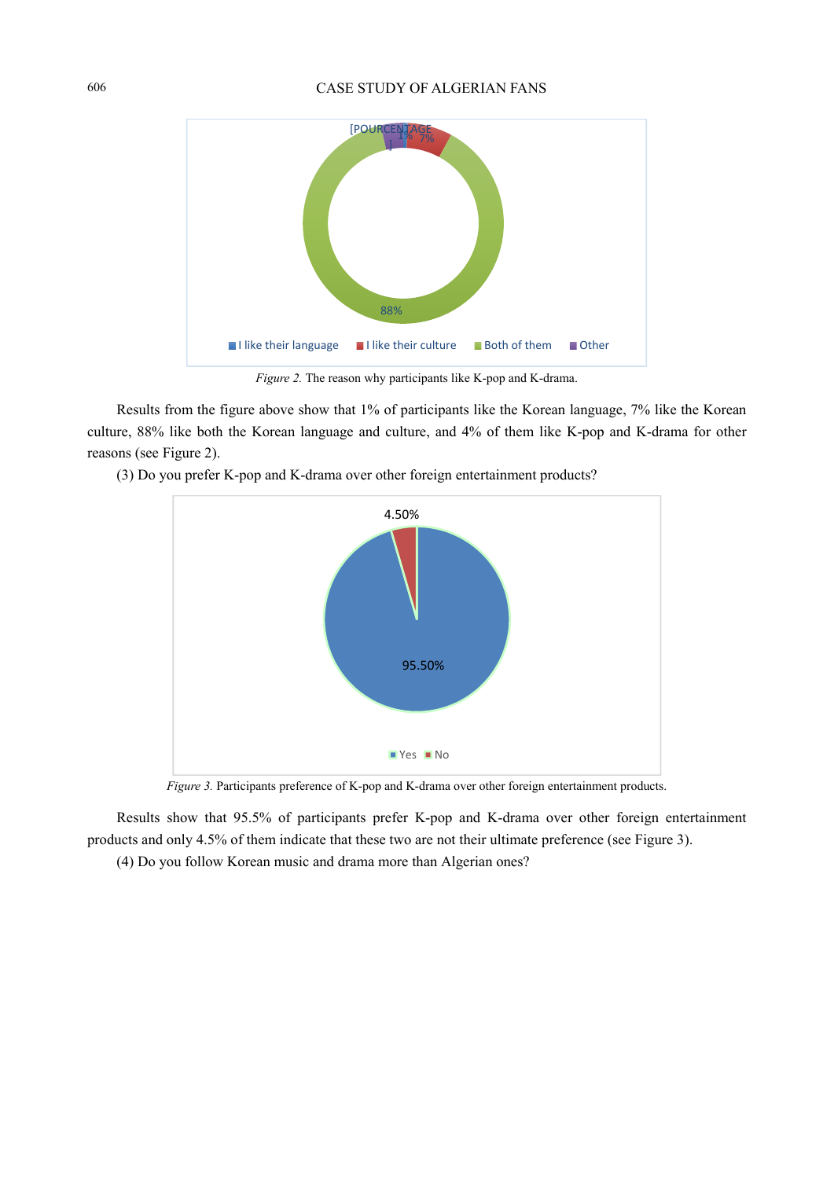*Figure 2.* The reason why participants like K-pop and K-drama.

Results from the figure above show that 1% of participants like the Korean language, 7% like the Korean culture, 88% like both the Korean language and culture, and 4% of them like K-pop and K-drama for other reasons (see Figure 2).

(3) Do you prefer K-pop and K-drama over other foreign entertainment products?

*Figure 3.* Participants preference of K-pop and K-drama over other foreign entertainment products.

Results show that 95.5% of participants prefer K-pop and K-drama over other foreign entertainment products and only 4.5% of them indicate that these two are not their ultimate preference (see Figure 3).

(4) Do you follow Korean music and drama more than Algerian ones?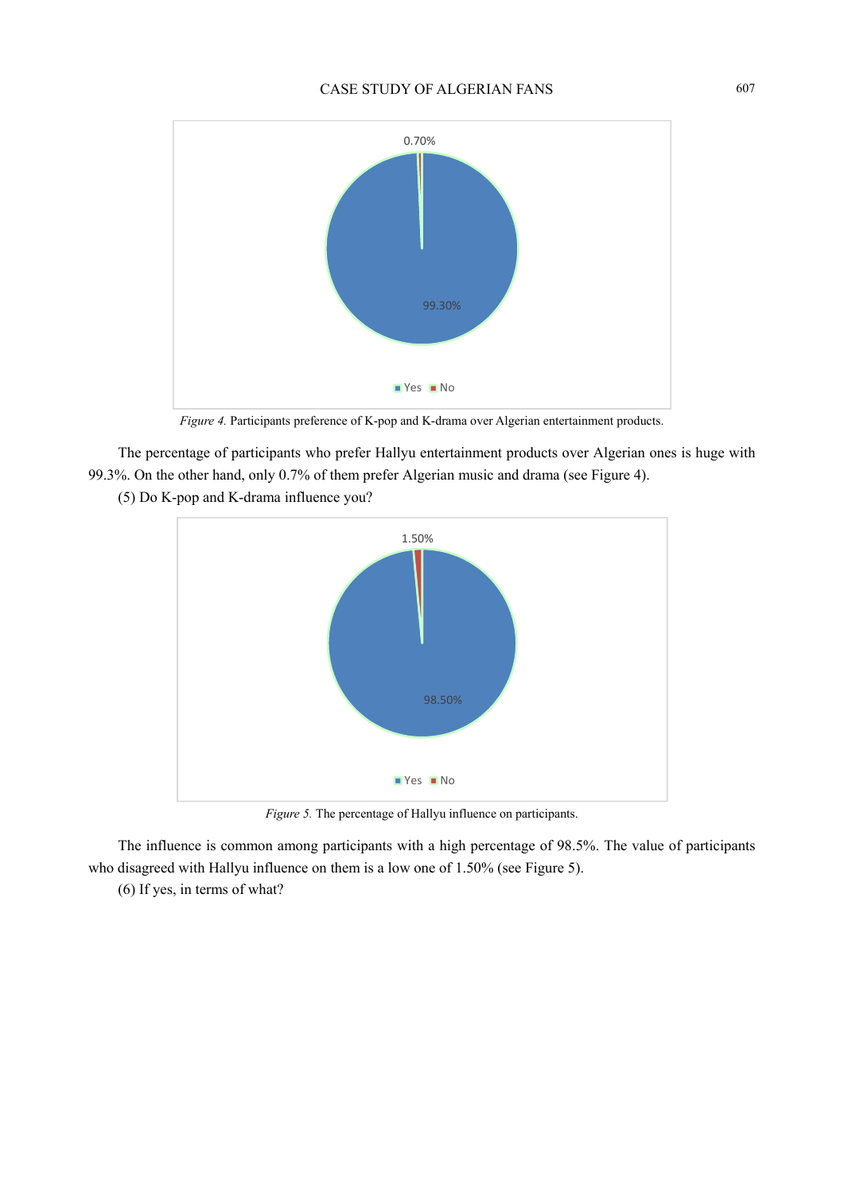*Figure 4.* Participants preference of K-pop and K-drama over Algerian entertainment products.

The percentage of participants who prefer Hallyu entertainment products over Algerian ones is huge with 99.3%. On the other hand, only 0.7% of them prefer Algerian music and drama (see Figure 4).

(5) Do K-pop and K-drama influence you?

*Figure 5.* The percentage of Hallyu influence on participants.

The influence is common among participants with a high percentage of 98.5%. The value of participants who disagreed with Hallyu influence on them is a low one of 1.50% (see Figure 5).

(6) If yes, in terms of what?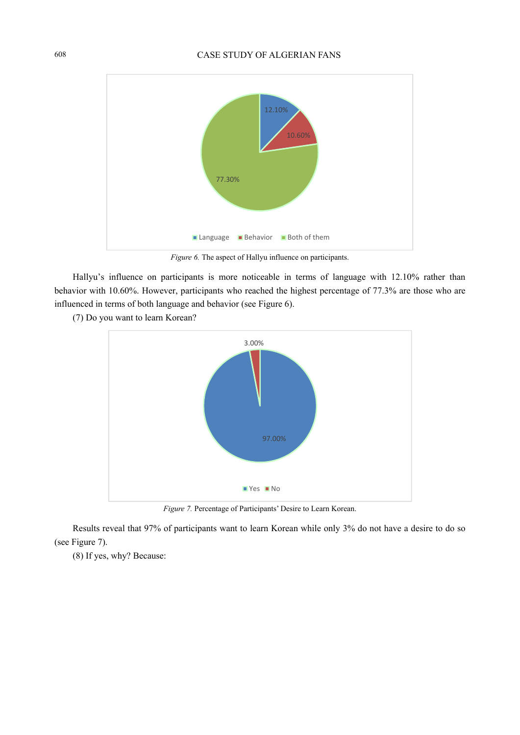*Figure 6.* The aspect of Hallyu influence on participants.

Hallyu's influence on participants is more noticeable in terms of language with 12.10% rather than behavior with 10.60%. However, participants who reached the highest percentage of 77.3% are those who are influenced in terms of both language and behavior (see Figure 6).

(7) Do you want to learn Korean?

*Figure 7.* Percentage of Participants' Desire to Learn Korean.

Results reveal that 97% of participants want to learn Korean while only 3% do not have a desire to do so (see Figure 7).

(8) If yes, why? Because: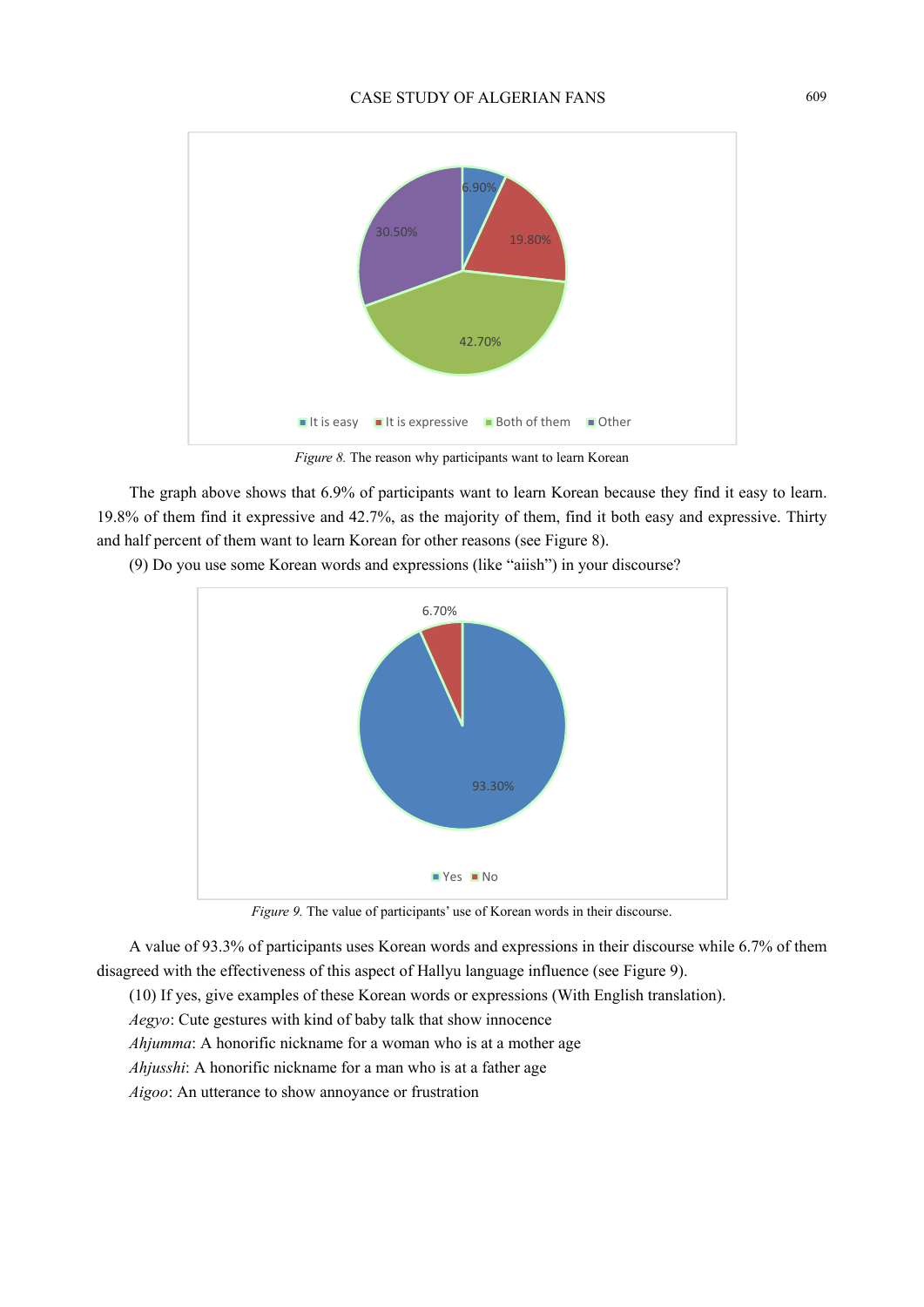*Figure 8.* The reason why participants want to learn Korean

The graph above shows that 6.9% of participants want to learn Korean because they find it easy to learn. 19.8% of them find it expressive and 42.7%, as the majority of them, find it both easy and expressive. Thirty and half percent of them want to learn Korean for other reasons (see Figure 8).

(9) Do you use some Korean words and expressions (like "aiish") in your discourse?

*Figure 9.* The value of participants' use of Korean words in their discourse.

A value of 93.3% of participants uses Korean words and expressions in their discourse while 6.7% of them disagreed with the effectiveness of this aspect of Hallyu language influence (see Figure 9).

(10) If yes, give examples of these Korean words or expressions (With English translation).

*Aegyo*: Cute gestures with kind of baby talk that show innocence

*Ahjumma*: A honorific nickname for a woman who is at a mother age

*Ahjusshi*: A honorific nickname for a man who is at a father age

*Aigoo*: An utterance to show annoyance or frustration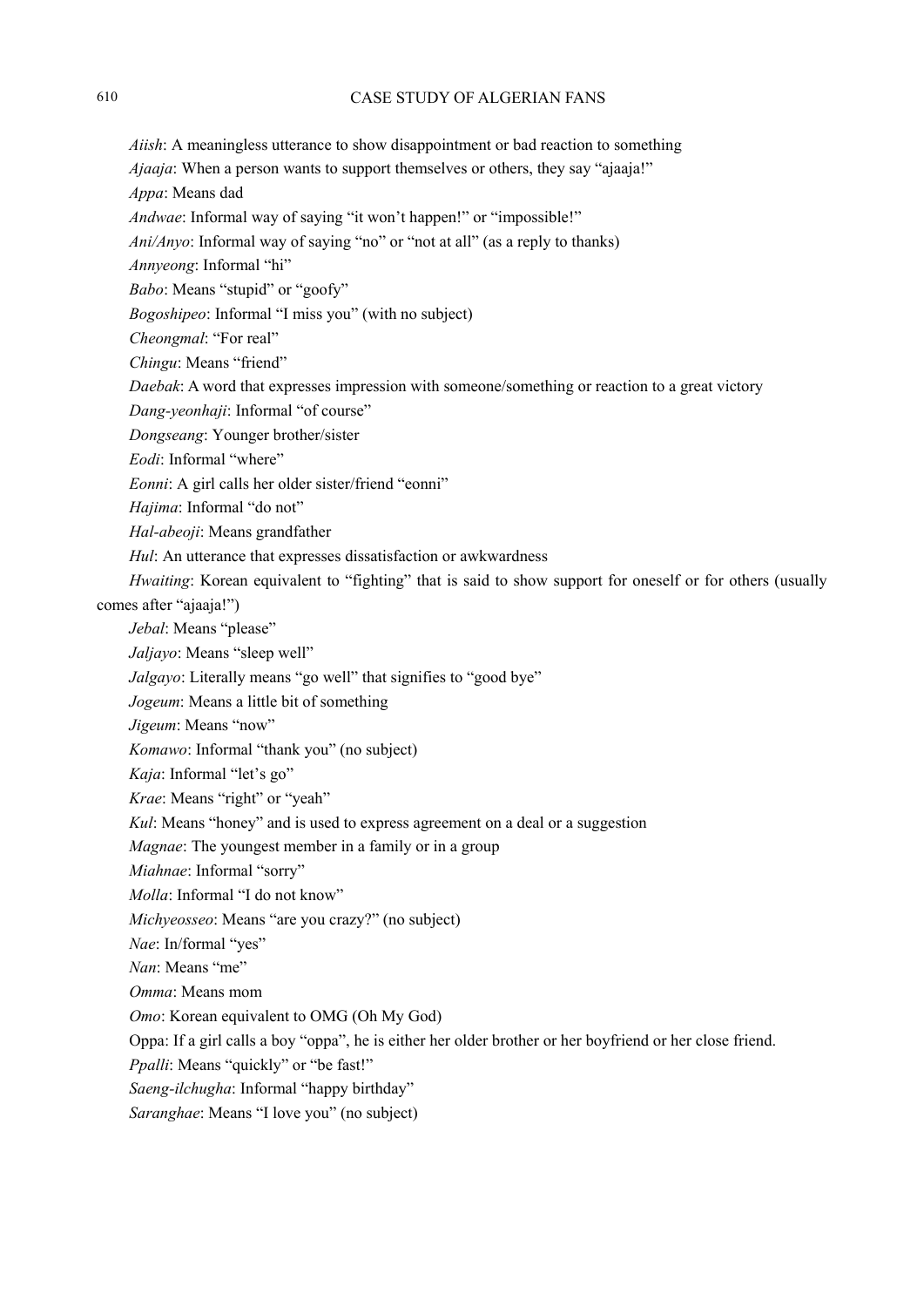*Aiish*: A meaningless utterance to show disappointment or bad reaction to something

*Ajaaja*: When a person wants to support themselves or others, they say "ajaaja!"

*Appa*: Means dad

*Andwae*: Informal way of saying "it won't happen!" or "impossible!"

*Ani/Anyo*: Informal way of saying "no" or "not at all" (as a reply to thanks)

*Annyeong*: Informal "hi"

*Babo*: Means "stupid" or "goofy"

*Bogoshipeo*: Informal "I miss you" (with no subject)

*Cheongmal*: "For real"

*Chingu*: Means "friend"

*Daebak*: A word that expresses impression with someone/something or reaction to a great victory

*Dang-yeonhaji*: Informal "of course"

*Dongseang*: Younger brother/sister

*Eodi*: Informal "where"

*Eonni*: A girl calls her older sister/friend "eonni"

*Hajima*: Informal "do not"

*Hal-abeoji*: Means grandfather

*Hul*: An utterance that expresses dissatisfaction or awkwardness

*Hwaiting*: Korean equivalent to "fighting" that is said to show support for oneself or for others (usually comes after "ajaaja!")

*Jebal*: Means "please"

*Jaljayo*: Means "sleep well"

*Jalgayo*: Literally means "go well" that signifies to "good bye"

*Jogeum*: Means a little bit of something

*Jigeum*: Means "now"

*Komawo*: Informal "thank you" (no subject)

*Kaja*: Informal "let's go"

*Krae*: Means "right" or "yeah"

*Kul*: Means "honey" and is used to express agreement on a deal or a suggestion

*Magnae*: The youngest member in a family or in a group

*Miahnae*: Informal "sorry"

*Molla*: Informal "I do not know"

*Michyeosseo*: Means "are you crazy?" (no subject)

*Nae*: In/formal "yes"

*Nan*: Means "me"

*Omma*: Means mom

*Omo*: Korean equivalent to OMG (Oh My God)

Oppa: If a girl calls a boy "oppa", he is either her older brother or her boyfriend or her close friend.

*Ppalli*: Means "quickly" or "be fast!"

*Saeng-ilchugha*: Informal "happy birthday"

*Saranghae*: Means "I love you" (no subject)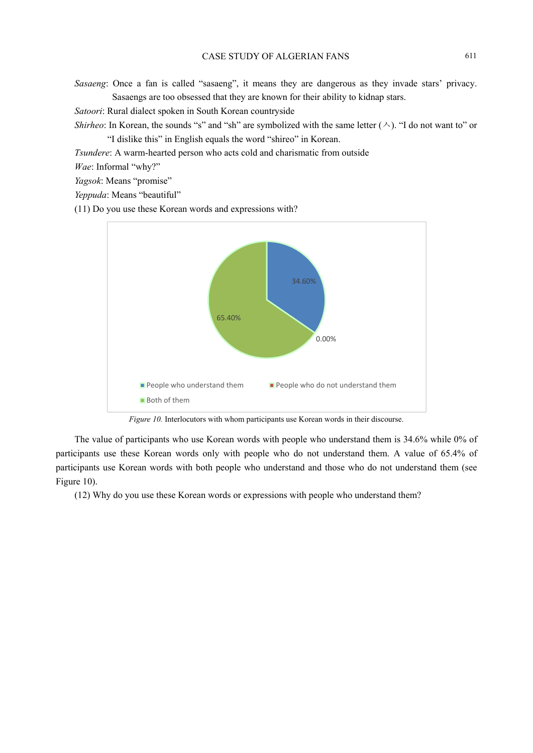*Sasaeng*: Once a fan is called "sasaeng", it means they are dangerous as they invade stars' privacy. Sasaengs are too obsessed that they are known for their ability to kidnap stars.

*Satoori*: Rural dialect spoken in South Korean countryside

*Shirheo*: In Korean, the sounds "s" and "sh" are symbolized with the same letter (ㅅ). "I do not want to" or "I dislike this" in English equals the word "shireo" in Korean.

*Tsundere*: A warm-hearted person who acts cold and charismatic from outside

*Wae*: Informal "why?"

*Yagsok*: Means "promise"

*Yeppuda*: Means "beautiful"

(11) Do you use these Korean words and expressions with?

*Figure 10.* Interlocutors with whom participants use Korean words in their discourse.

The value of participants who use Korean words with people who understand them is 34.6% while 0% of participants use these Korean words only with people who do not understand them. A value of 65.4% of participants use Korean words with both people who understand and those who do not understand them (see Figure 10).

(12) Why do you use these Korean words or expressions with people who understand them?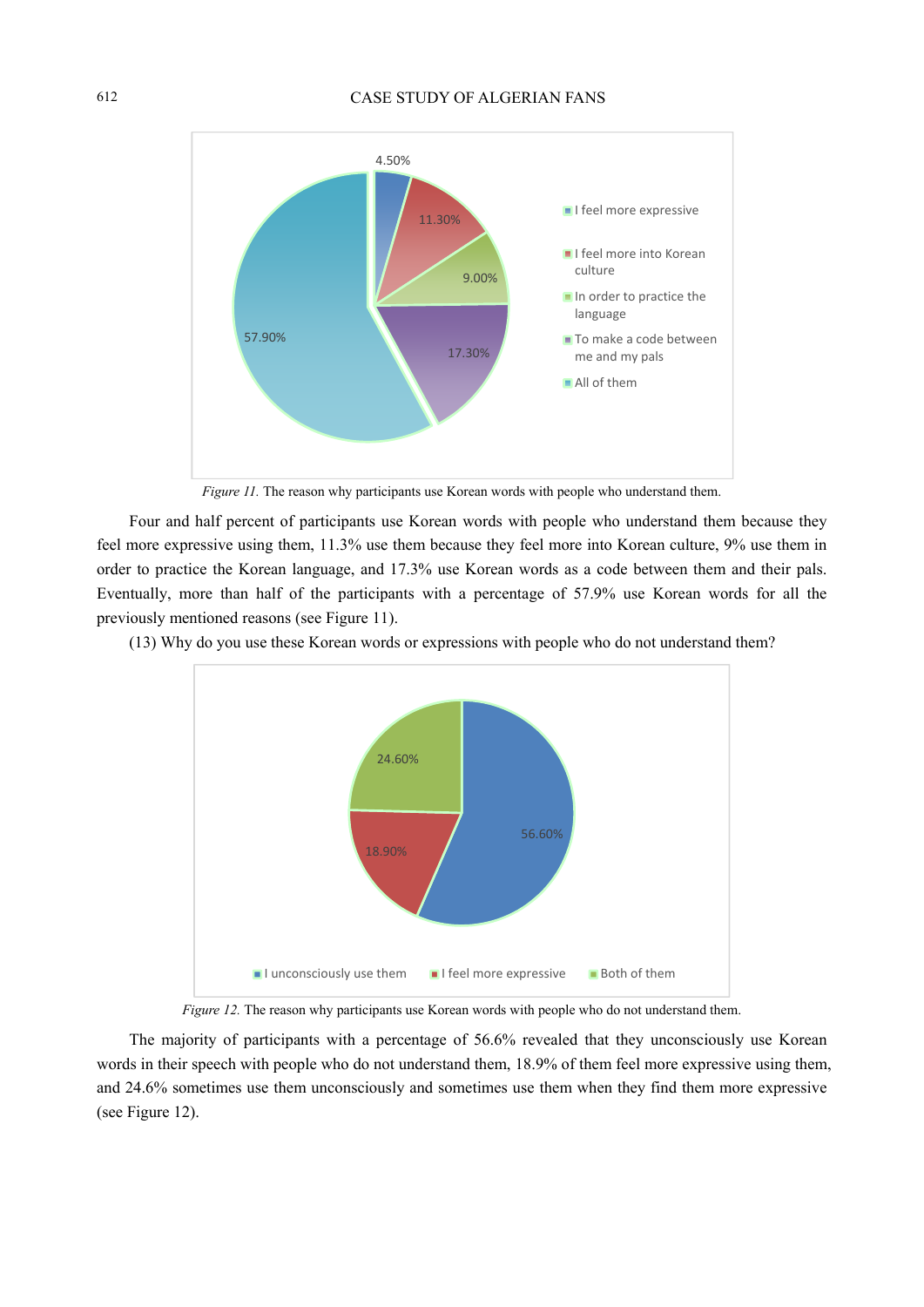*Figure 11.* The reason why participants use Korean words with people who understand them.

Four and half percent of participants use Korean words with people who understand them because they feel more expressive using them, 11.3% use them because they feel more into Korean culture, 9% use them in order to practice the Korean language, and 17.3% use Korean words as a code between them and their pals. Eventually, more than half of the participants with a percentage of 57.9% use Korean words for all the previously mentioned reasons (see Figure 11).

(13) Why do you use these Korean words or expressions with people who do not understand them?

*Figure 12.* The reason why participants use Korean words with people who do not understand them.

The majority of participants with a percentage of 56.6% revealed that they unconsciously use Korean words in their speech with people who do not understand them, 18.9% of them feel more expressive using them, and 24.6% sometimes use them unconsciously and sometimes use them when they find them more expressive (see Figure 12).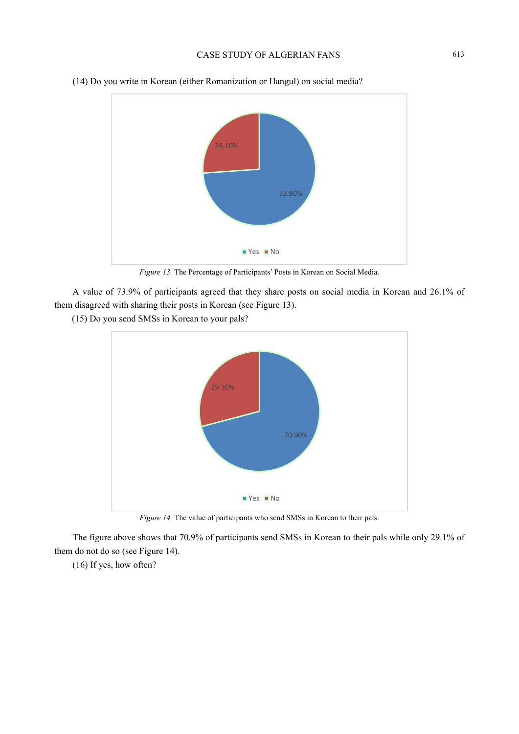(14) Do you write in Korean (either Romanization or Hangul) on social media?

*Figure 13.* The Percentage of Participants' Posts in Korean on Social Media.

A value of 73.9% of participants agreed that they share posts on social media in Korean and 26.1% of them disagreed with sharing their posts in Korean (see Figure 13).

(15) Do you send SMSs in Korean to your pals?

*Figure 14.* The value of participants who send SMSs in Korean to their pals.

The figure above shows that 70.9% of participants send SMSs in Korean to their pals while only 29.1% of them do not do so (see Figure 14).

(16) If yes, how often?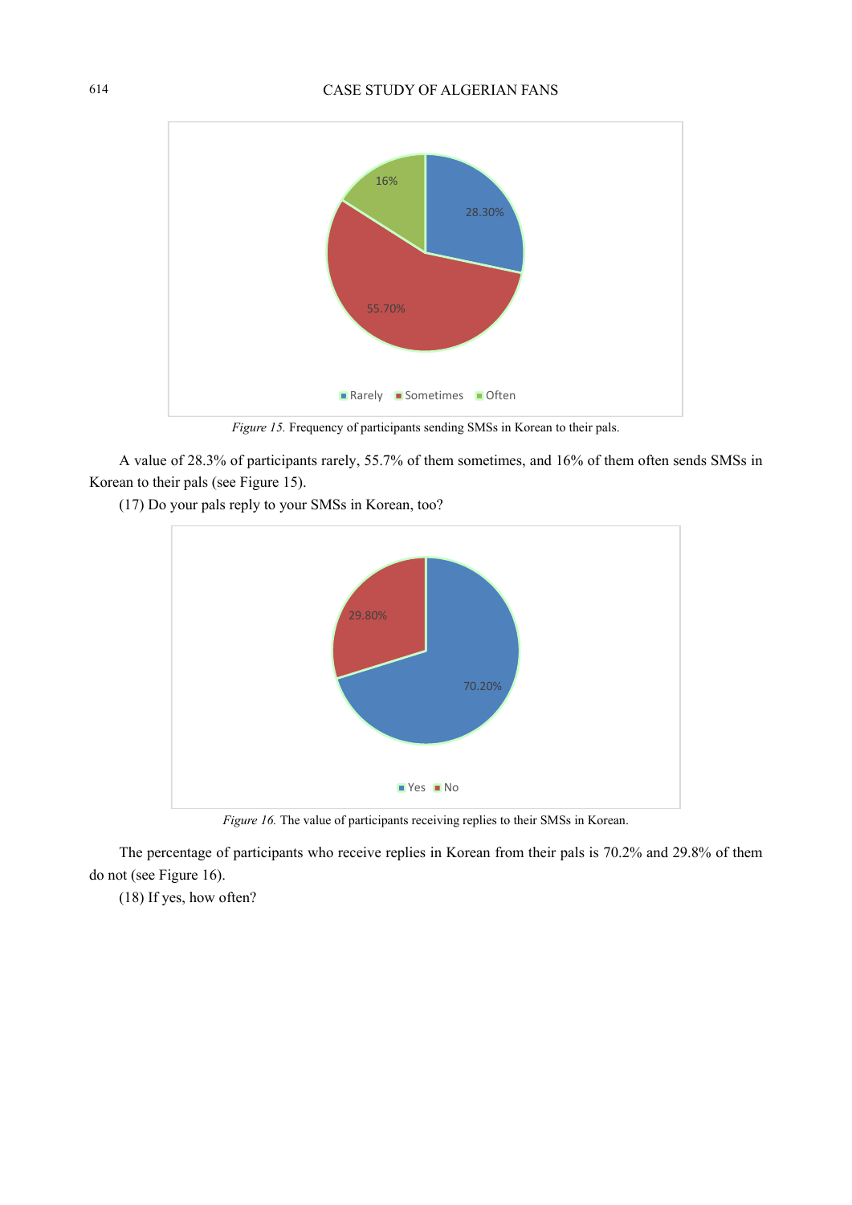*Figure 15.* Frequency of participants sending SMSs in Korean to their pals.

A value of 28.3% of participants rarely, 55.7% of them sometimes, and 16% of them often sends SMSs in Korean to their pals (see Figure 15).

(17) Do your pals reply to your SMSs in Korean, too?

*Figure 16.* The value of participants receiving replies to their SMSs in Korean.

The percentage of participants who receive replies in Korean from their pals is 70.2% and 29.8% of them do not (see Figure 16).

(18) If yes, how often?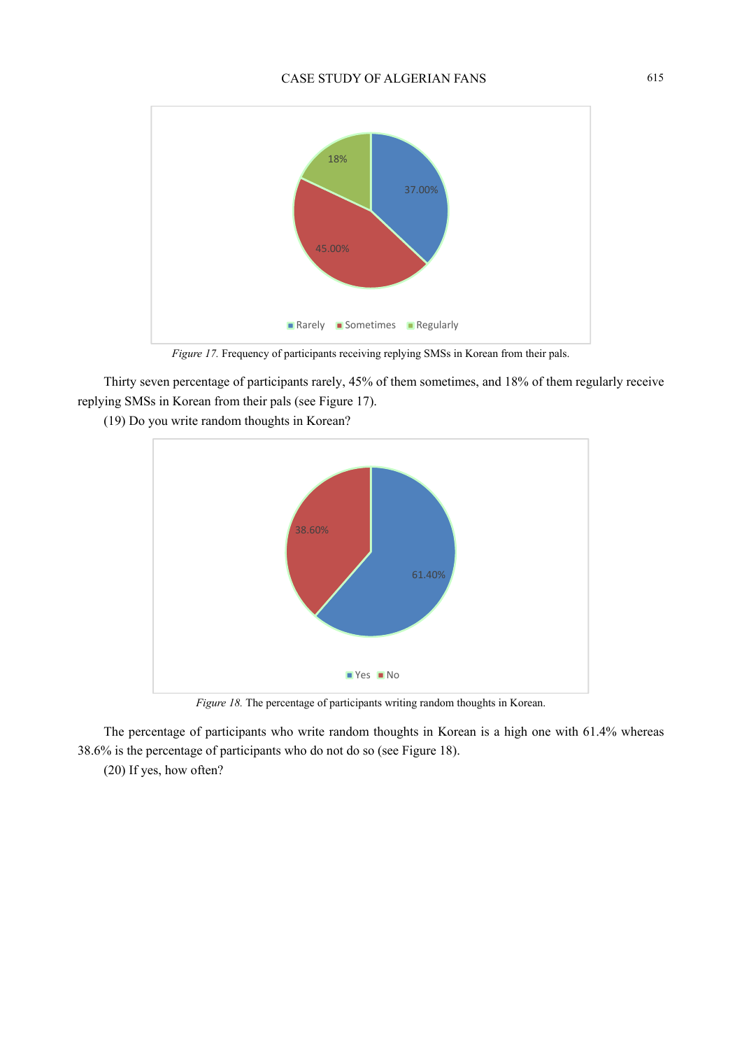*Figure 17.* Frequency of participants receiving replying SMSs in Korean from their pals.

Thirty seven percentage of participants rarely, 45% of them sometimes, and 18% of them regularly receive replying SMSs in Korean from their pals (see Figure 17).

(19) Do you write random thoughts in Korean?

*Figure 18.* The percentage of participants writing random thoughts in Korean.

The percentage of participants who write random thoughts in Korean is a high one with 61.4% whereas 38.6% is the percentage of participants who do not do so (see Figure 18).

(20) If yes, how often?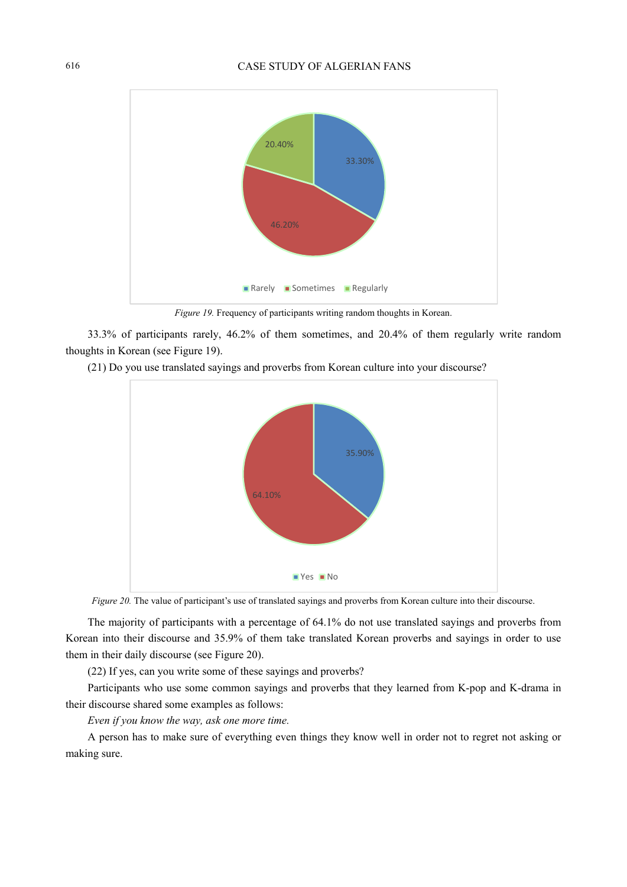*Figure 19.* Frequency of participants writing random thoughts in Korean.

33.3% of participants rarely, 46.2% of them sometimes, and 20.4% of them regularly write random thoughts in Korean (see Figure 19).

(21) Do you use translated sayings and proverbs from Korean culture into your discourse?

*Figure 20.* The value of participant's use of translated sayings and proverbs from Korean culture into their discourse.

The majority of participants with a percentage of 64.1% do not use translated sayings and proverbs from Korean into their discourse and 35.9% of them take translated Korean proverbs and sayings in order to use them in their daily discourse (see Figure 20).

(22) If yes, can you write some of these sayings and proverbs?

Participants who use some common sayings and proverbs that they learned from K-pop and K-drama in their discourse shared some examples as follows:

*Even if you know the way, ask one more time.*

A person has to make sure of everything even things they know well in order not to regret not asking or making sure.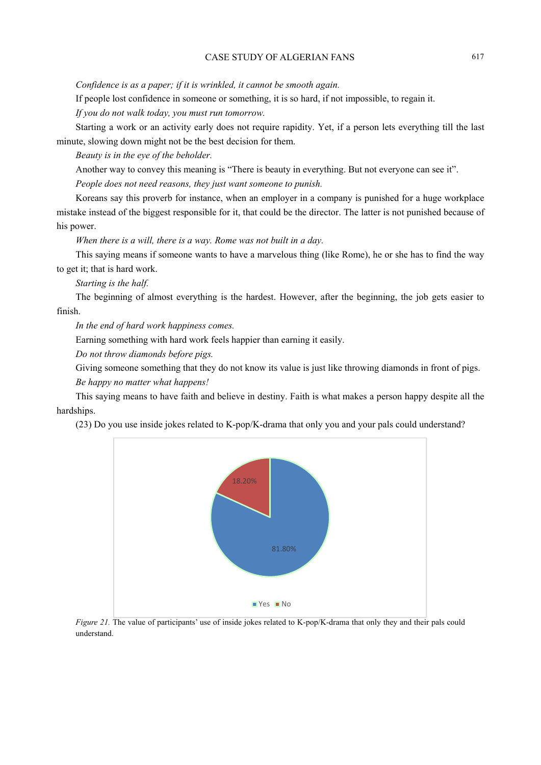*Confidence is as a paper; if it is wrinkled, it cannot be smooth again.*

If people lost confidence in someone or something, it is so hard, if not impossible, to regain it.

*If you do not walk today, you must run tomorrow.*

Starting a work or an activity early does not require rapidity. Yet, if a person lets everything till the last minute, slowing down might not be the best decision for them.

*Beauty is in the eye of the beholder.*

Another way to convey this meaning is "There is beauty in everything. But not everyone can see it".

*People does not need reasons, they just want someone to punish.*

Koreans say this proverb for instance, when an employer in a company is punished for a huge workplace mistake instead of the biggest responsible for it, that could be the director. The latter is not punished because of his power.

*When there is a will, there is a way. Rome was not built in a day.*

This saying means if someone wants to have a marvelous thing (like Rome), he or she has to find the way to get it; that is hard work.

*Starting is the half.*

The beginning of almost everything is the hardest. However, after the beginning, the job gets easier to finish.

*In the end of hard work happiness comes.*

Earning something with hard work feels happier than earning it easily.

*Do not throw diamonds before pigs.*

Giving someone something that they do not know its value is just like throwing diamonds in front of pigs.

*Be happy no matter what happens!*

This saying means to have faith and believe in destiny. Faith is what makes a person happy despite all the hardships.

(23) Do you use inside jokes related to K-pop/K-drama that only you and your pals could understand?

18.20%

81.80%

Yes No

*Figure 21.* The value of participants' use of inside jokes related to K-pop/K-drama that only they and their pals could understand.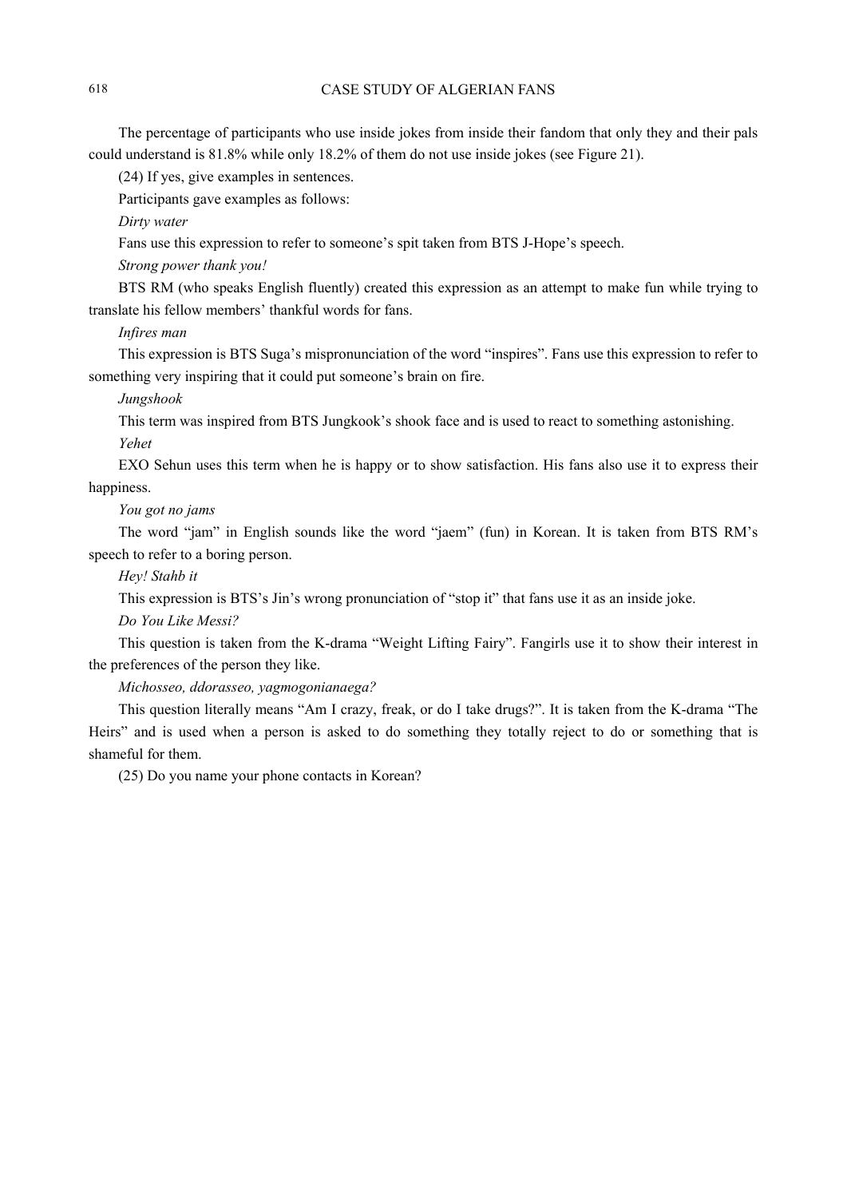The percentage of participants who use inside jokes from inside their fandom that only they and their pals could understand is 81.8% while only 18.2% of them do not use inside jokes (see Figure 21).

(24) If yes, give examples in sentences.

Participants gave examples as follows:

*Dirty water*

Fans use this expression to refer to someone's spit taken from BTS J-Hope's speech.

*Strong power thank you!*

BTS RM (who speaks English fluently) created this expression as an attempt to make fun while trying to translate his fellow members' thankful words for fans.

*Infires man*

This expression is BTS Suga's mispronunciation of the word "inspires". Fans use this expression to refer to something very inspiring that it could put someone's brain on fire.

*Jungshook*

This term was inspired from BTS Jungkook's shook face and is used to react to something astonishing.

*Yehet*

EXO Sehun uses this term when he is happy or to show satisfaction. His fans also use it to express their happiness.

*You got no jams*

The word "jam" in English sounds like the word "jaem" (fun) in Korean. It is taken from BTS RM's speech to refer to a boring person.

*Hey! Stahb it*

This expression is BTS's Jin's wrong pronunciation of "stop it" that fans use it as an inside joke.

*Do You Like Messi?*

This question is taken from the K-drama "Weight Lifting Fairy". Fangirls use it to show their interest in the preferences of the person they like.

*Michosseo, ddorasseo, yagmogonianaega?*

This question literally means "Am I crazy, freak, or do I take drugs?". It is taken from the K-drama "The Heirs" and is used when a person is asked to do something they totally reject to do or something that is shameful for them.

(25) Do you name your phone contacts in Korean?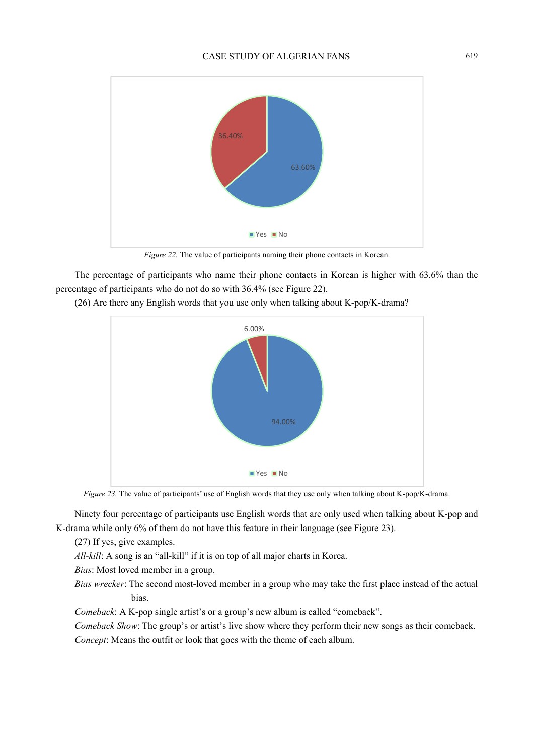Figure 22. The value of participants naming their phone contacts in Korean.

The percentage of participants who name their phone contacts in Korean is higher with 63.6% than the percentage of participants who do not do so with 36.4% (see Figure 22).

(26) Are there any English words that you use only when talking about K-pop/K-drama?

Figure 23. The value of participants' use of English words that they use only when talking about K-pop/K-drama.

Ninety four percentage of participants use English words that are only used when talking about K-pop and K-drama while only 6% of them do not have this feature in their language (see Figure 23).

(27) If yes, give examples.

*All-kill*: A song is an "all-kill" if it is on top of all major charts in Korea.

*Bias*: Most loved member in a group.

*Bias wrecker*: The second most-loved member in a group who may take the first place instead of the actual bias.

*Comeback*: A K-pop single artist's or a group's new album is called "comeback".

*Comeback Show*: The group's or artist's live show where they perform their new songs as their comeback.

*Concept*: Means the outfit or look that goes with the theme of each album.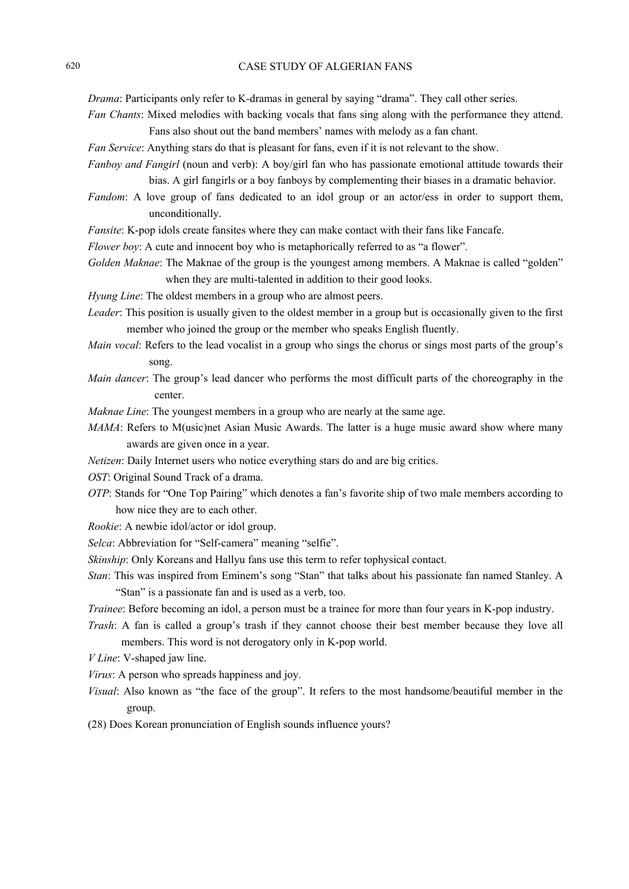*Drama*: Participants only refer to K-dramas in general by saying "drama". They call other series.

*Fan Chants*: Mixed melodies with backing vocals that fans sing along with the performance they attend. Fans also shout out the band members' names with melody as a fan chant.

*Fan Service*: Anything stars do that is pleasant for fans, even if it is not relevant to the show.

*Fanboy and Fangirl* (noun and verb): A boy/girl fan who has passionate emotional attitude towards their bias. A girl fangirls or a boy fanboys by complementing their biases in a dramatic behavior.

*Fandom*: A love group of fans dedicated to an idol group or an actor/ess in order to support them, unconditionally.

*Fansite*: K-pop idols create fansites where they can make contact with their fans like Fancafe.

*Flower boy*: A cute and innocent boy who is metaphorically referred to as "a flower".

*Golden Maknae*: The Maknae of the group is the youngest among members. A Maknae is called "golden" when they are multi-talented in addition to their good looks.

*Hyung Line*: The oldest members in a group who are almost peers.

*Leader*: This position is usually given to the oldest member in a group but is occasionally given to the first member who joined the group or the member who speaks English fluently.

*Main vocal*: Refers to the lead vocalist in a group who sings the chorus or sings most parts of the group's song.

*Main dancer*: The group's lead dancer who performs the most difficult parts of the choreography in the center.

*Maknae Line*: The youngest members in a group who are nearly at the same age.

*MAMA*: Refers to M(usic)net Asian Music Awards. The latter is a huge music award show where many awards are given once in a year.

*Netizen*: Daily Internet users who notice everything stars do and are big critics.

*OST*: Original Sound Track of a drama.

*OTP*: Stands for "One Top Pairing" which denotes a fan's favorite ship of two male members according to how nice they are to each other.

*Rookie*: A newbie idol/actor or idol group.

*Selca*: Abbreviation for "Self-camera" meaning "selfie".

*Skinship*: Only Koreans and Hallyu fans use this term to refer tophysical contact.

*Stan*: This was inspired from Eminem's song "Stan" that talks about his passionate fan named Stanley. A "Stan" is a passionate fan and is used as a verb, too.

*Trainee*: Before becoming an idol, a person must be a trainee for more than four years in K-pop industry.

*Trash*: A fan is called a group's trash if they cannot choose their best member because they love all members. This word is not derogatory only in K-pop world.

*V Line*: V-shaped jaw line.

*Virus*: A person who spreads happiness and joy.

*Visual*: Also known as "the face of the group". It refers to the most handsome/beautiful member in the group.

(28) Does Korean pronunciation of English sounds influence yours?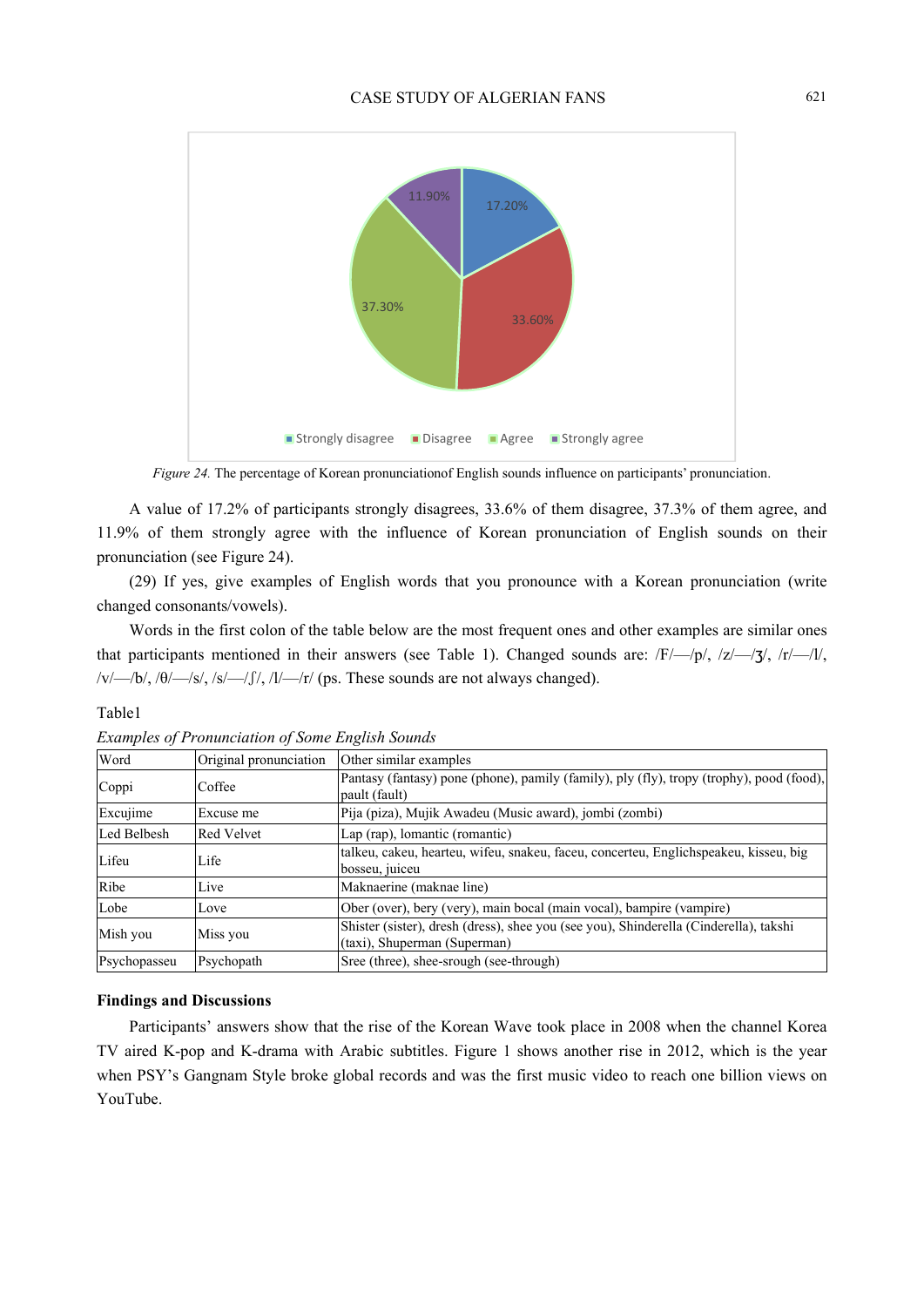Figure 24. The percentage of Korean pronunciationof English sounds influence on participants' pronunciation.

A value of 17.2% of participants strongly disagrees, 33.6% of them disagree, 37.3% of them agree, and 11.9% of them strongly agree with the influence of Korean pronunciation of English sounds on their pronunciation (see Figure 24).

(29) If yes, give examples of English words that you pronounce with a Korean pronunciation (write changed consonants/vowels).

Words in the first colon of the table below are the most frequent ones and other examples are similar ones that participants mentioned in their answers (see Table 1). Changed sounds are: /F/—/p/, /z/—/ʒ/, /r/—/l/, /v/—/b/, /θ/—/s/, /s/—/ʃ/, /l/—/r/ (ps. These sounds are not always changed).

Table1

*Examples of Pronunciation of Some English Sounds*

| Word | Original pronunciation | Other similar examples |
|---|---|---|
| Coppi | Coffee | Pantasy (fantasy) pone (phone), pamily (family), ply (fly), tropy (trophy), pood (food), pault (fault) |
| Excujime | Excuse me | Pija (piza), Mujik Awadeu (Music award), jombi (zombi) |
| Led Belbesh | Red Velvet | Lap (rap), lomantic (romantic) |
| Lifeu | Life | talkeu, cakeu, hearteu, wifeu, snakeu, faceu, concerteu, Englichspeakeu, kisseu, big bosseu, juiceu |
| Ribe | Live | Maknaerine (maknae line) |
| Lobe | Love | Ober (over), bery (very), main bocal (main vocal), bampire (vampire) |
| Mish you | Miss you | Shister (sister), dresh (dress), shee you (see you), Shinderella (Cinderella), takshi (taxi), Shuperman (Superman) |
| Psychopasseu | Psychopath | Sree (three), shee-srough (see-through) |

**Findings and Discussions**

Participants' answers show that the rise of the Korean Wave took place in 2008 when the channel Korea TV aired K-pop and K-drama with Arabic subtitles. Figure 1 shows another rise in 2012, which is the year when PSY's Gangnam Style broke global records and was the first music video to reach one billion views on YouTube.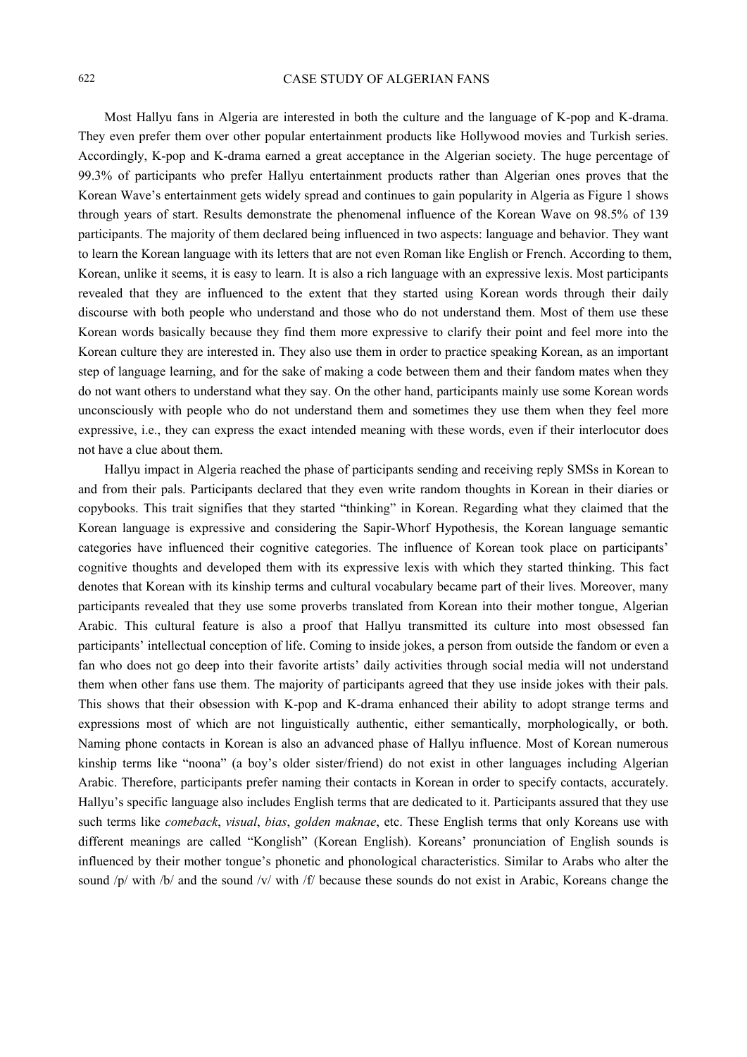Most Hallyu fans in Algeria are interested in both the culture and the language of K-pop and K-drama. They even prefer them over other popular entertainment products like Hollywood movies and Turkish series. Accordingly, K-pop and K-drama earned a great acceptance in the Algerian society. The huge percentage of 99.3% of participants who prefer Hallyu entertainment products rather than Algerian ones proves that the Korean Wave's entertainment gets widely spread and continues to gain popularity in Algeria as Figure 1 shows through years of start. Results demonstrate the phenomenal influence of the Korean Wave on 98.5% of 139 participants. The majority of them declared being influenced in two aspects: language and behavior. They want to learn the Korean language with its letters that are not even Roman like English or French. According to them, Korean, unlike it seems, it is easy to learn. It is also a rich language with an expressive lexis. Most participants revealed that they are influenced to the extent that they started using Korean words through their daily discourse with both people who understand and those who do not understand them. Most of them use these Korean words basically because they find them more expressive to clarify their point and feel more into the Korean culture they are interested in. They also use them in order to practice speaking Korean, as an important step of language learning, and for the sake of making a code between them and their fandom mates when they do not want others to understand what they say. On the other hand, participants mainly use some Korean words unconsciously with people who do not understand them and sometimes they use them when they feel more expressive, i.e., they can express the exact intended meaning with these words, even if their interlocutor does not have a clue about them.

Hallyu impact in Algeria reached the phase of participants sending and receiving reply SMSs in Korean to and from their pals. Participants declared that they even write random thoughts in Korean in their diaries or copybooks. This trait signifies that they started "thinking" in Korean. Regarding what they claimed that the Korean language is expressive and considering the Sapir-Whorf Hypothesis, the Korean language semantic categories have influenced their cognitive categories. The influence of Korean took place on participants' cognitive thoughts and developed them with its expressive lexis with which they started thinking. This fact denotes that Korean with its kinship terms and cultural vocabulary became part of their lives. Moreover, many participants revealed that they use some proverbs translated from Korean into their mother tongue, Algerian Arabic. This cultural feature is also a proof that Hallyu transmitted its culture into most obsessed fan participants' intellectual conception of life. Coming to inside jokes, a person from outside the fandom or even a fan who does not go deep into their favorite artists' daily activities through social media will not understand them when other fans use them. The majority of participants agreed that they use inside jokes with their pals. This shows that their obsession with K-pop and K-drama enhanced their ability to adopt strange terms and expressions most of which are not linguistically authentic, either semantically, morphologically, or both. Naming phone contacts in Korean is also an advanced phase of Hallyu influence. Most of Korean numerous kinship terms like "noona" (a boy's older sister/friend) do not exist in other languages including Algerian Arabic. Therefore, participants prefer naming their contacts in Korean in order to specify contacts, accurately. Hallyu's specific language also includes English terms that are dedicated to it. Participants assured that they use such terms like *comeback*, *visual*, *bias*, *golden maknae*, etc. These English terms that only Koreans use with different meanings are called "Konglish" (Korean English). Koreans' pronunciation of English sounds is influenced by their mother tongue's phonetic and phonological characteristics. Similar to Arabs who alter the sound /p/ with /b/ and the sound /v/ with /f/ because these sounds do not exist in Arabic, Koreans change the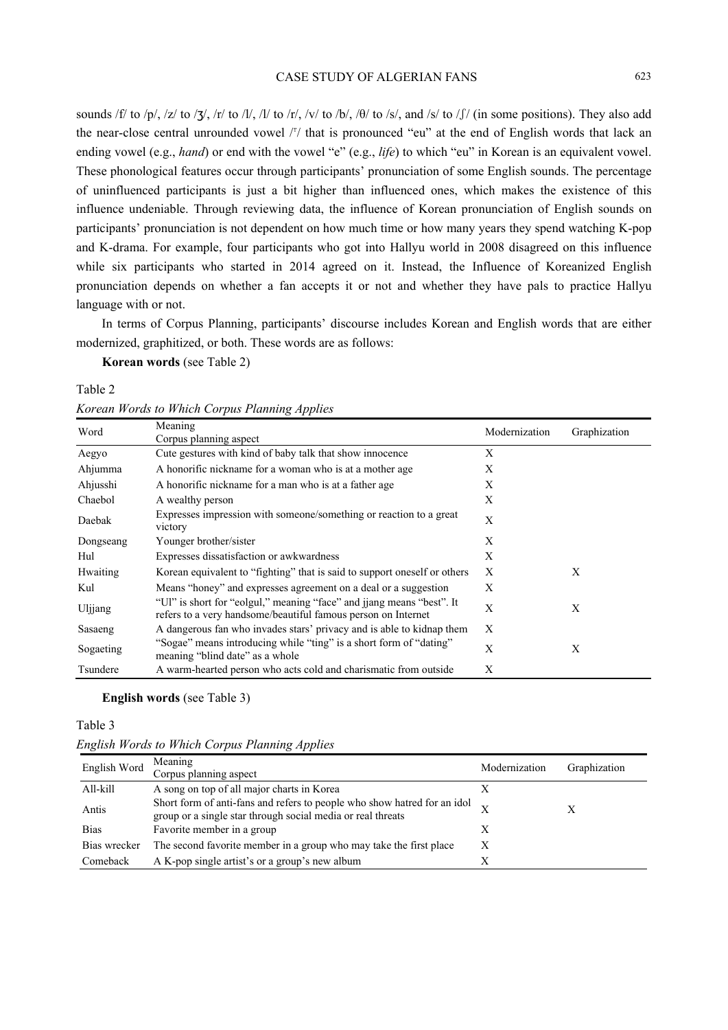sounds /f/ to /p/, /z/ to /ʒ/, /r/ to /l/, /l/ to /r/, /v/ to /b/, /θ/ to /s/, and /s/ to /ʃ/ (in some positions). They also add the near-close central unrounded vowel /ᵻ/ that is pronounced "eu" at the end of English words that lack an ending vowel (e.g., *hand*) or end with the vowel "e" (e.g., *life*) to which "eu" in Korean is an equivalent vowel. These phonological features occur through participants' pronunciation of some English sounds. The percentage of uninfluenced participants is just a bit higher than influenced ones, which makes the existence of this influence undeniable. Through reviewing data, the influence of Korean pronunciation of English sounds on participants' pronunciation is not dependent on how much time or how many years they spend watching K-pop and K-drama. For example, four participants who got into Hallyu world in 2008 disagreed on this influence while six participants who started in 2014 agreed on it. Instead, the Influence of Koreanized English pronunciation depends on whether a fan accepts it or not and whether they have pals to practice Hallyu language with or not.

In terms of Corpus Planning, participants' discourse includes Korean and English words that are either modernized, graphitized, or both. These words are as follows:

**Korean words** (see Table 2)

Table 2

*Korean Words to Which Corpus Planning Applies*

| Word | Meaning<br>Corpus planning aspect | Modernization | Graphization |
|---|---|---|---|
| Aegyo | Cute gestures with kind of baby talk that show innocence | X | |
| Ahjumma | A honorific nickname for a woman who is at a mother age | X | |
| Ahjusshi | A honorific nickname for a man who is at a father age | X | |
| Chaebol | A wealthy person | X | |
| Daebak | Expresses impression with someone/something or reaction to a great victory | X | |
| Dongseang | Younger brother/sister | X | |
| Hul | Expresses dissatisfaction or awkwardness | X | |
| Hwaiting | Korean equivalent to "fighting" that is said to support oneself or others | X | X |
| Kul | Means "honey" and expresses agreement on a deal or a suggestion | X | |
| Uljjang | "Ul" is short for "eolgul," meaning "face" and jjang means "best". It refers to a very handsome/beautiful famous person on Internet | X | X |
| Sasaeng | A dangerous fan who invades stars' privacy and is able to kidnap them | X | |
| Sogaeting | "Sogae" means introducing while "ting" is a short form of "dating" meaning "blind date" as a whole | X | X |
| Tsundere | A warm-hearted person who acts cold and charismatic from outside | X | |

**English words** (see Table 3)

Table 3

*English Words to Which Corpus Planning Applies*

| English Word | Meaning<br>Corpus planning aspect | Modernization | Graphization |
|---|---|---|---|
| All-kill | A song on top of all major charts in Korea | X | |
| Antis | Short form of anti-fans and refers to people who show hatred for an idol group or a single star through social media or real threats | X | X |
| Bias | Favorite member in a group | X | |
| Bias wrecker | The second favorite member in a group who may take the first place | X | |
| Comeback | A K-pop single artist's or a group's new album | X | |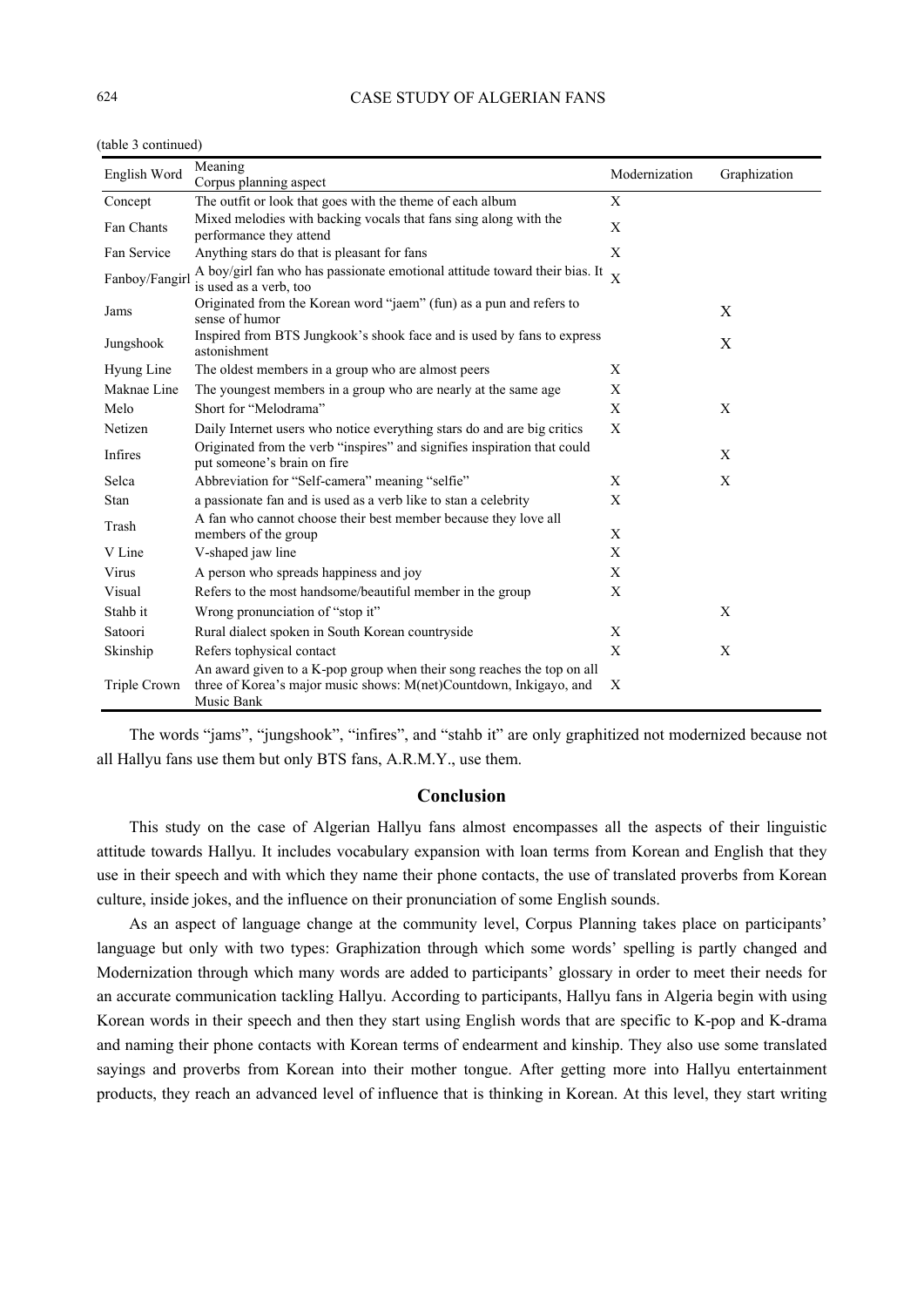(table 3 continued)

| English Word | Meaning<br>Corpus planning aspect | Modernization | Graphization |
|---|---|---|---|
| Concept | The outfit or look that goes with the theme of each album | X | |
| Fan Chants | Mixed melodies with backing vocals that fans sing along with the performance they attend | X | |
| Fan Service | Anything stars do that is pleasant for fans | X | |
| Fanboy/Fangirl | A boy/girl fan who has passionate emotional attitude toward their bias. It is used as a verb, too | X | |
| Jams | Originated from the Korean word "jaem" (fun) as a pun and refers to sense of humor | | X |
| Jungshook | Inspired from BTS Jungkook's shook face and is used by fans to express astonishment | | X |
| Hyung Line | The oldest members in a group who are almost peers | X | |
| Maknae Line | The youngest members in a group who are nearly at the same age | X | |
| Melo | Short for "Melodrama" | X | X |
| Netizen | Daily Internet users who notice everything stars do and are big critics | X | |
| Infires | Originated from the verb "inspires" and signifies inspiration that could put someone's brain on fire | | X |
| Selca | Abbreviation for "Self-camera" meaning "selfie" | X | X |
| Stan | a passionate fan and is used as a verb like to stan a celebrity | X | |
| Trash | A fan who cannot choose their best member because they love all members of the group | X | |
| V Line | V-shaped jaw line | X | |
| Virus | A person who spreads happiness and joy | X | |
| Visual | Refers to the most handsome/beautiful member in the group | X | |
| Stahb it | Wrong pronunciation of "stop it" | | X |
| Satoori | Rural dialect spoken in South Korean countryside | X | |
| Skinship | Refers tophysical contact | X | X |
| Triple Crown | An award given to a K-pop group when their song reaches the top on all three of Korea's major music shows: M(net)Countdown, Inkigayo, and Music Bank | X | |

The words "jams", "jungshook", "infires", and "stahb it" are only graphitized not modernized because not all Hallyu fans use them but only BTS fans, A.R.M.Y., use them.

## Conclusion

This study on the case of Algerian Hallyu fans almost encompasses all the aspects of their linguistic attitude towards Hallyu. It includes vocabulary expansion with loan terms from Korean and English that they use in their speech and with which they name their phone contacts, the use of translated proverbs from Korean culture, inside jokes, and the influence on their pronunciation of some English sounds.

As an aspect of language change at the community level, Corpus Planning takes place on participants' language but only with two types: Graphization through which some words' spelling is partly changed and Modernization through which many words are added to participants' glossary in order to meet their needs for an accurate communication tackling Hallyu. According to participants, Hallyu fans in Algeria begin with using Korean words in their speech and then they start using English words that are specific to K-pop and K-drama and naming their phone contacts with Korean terms of endearment and kinship. They also use some translated sayings and proverbs from Korean into their mother tongue. After getting more into Hallyu entertainment products, they reach an advanced level of influence that is thinking in Korean. At this level, they start writing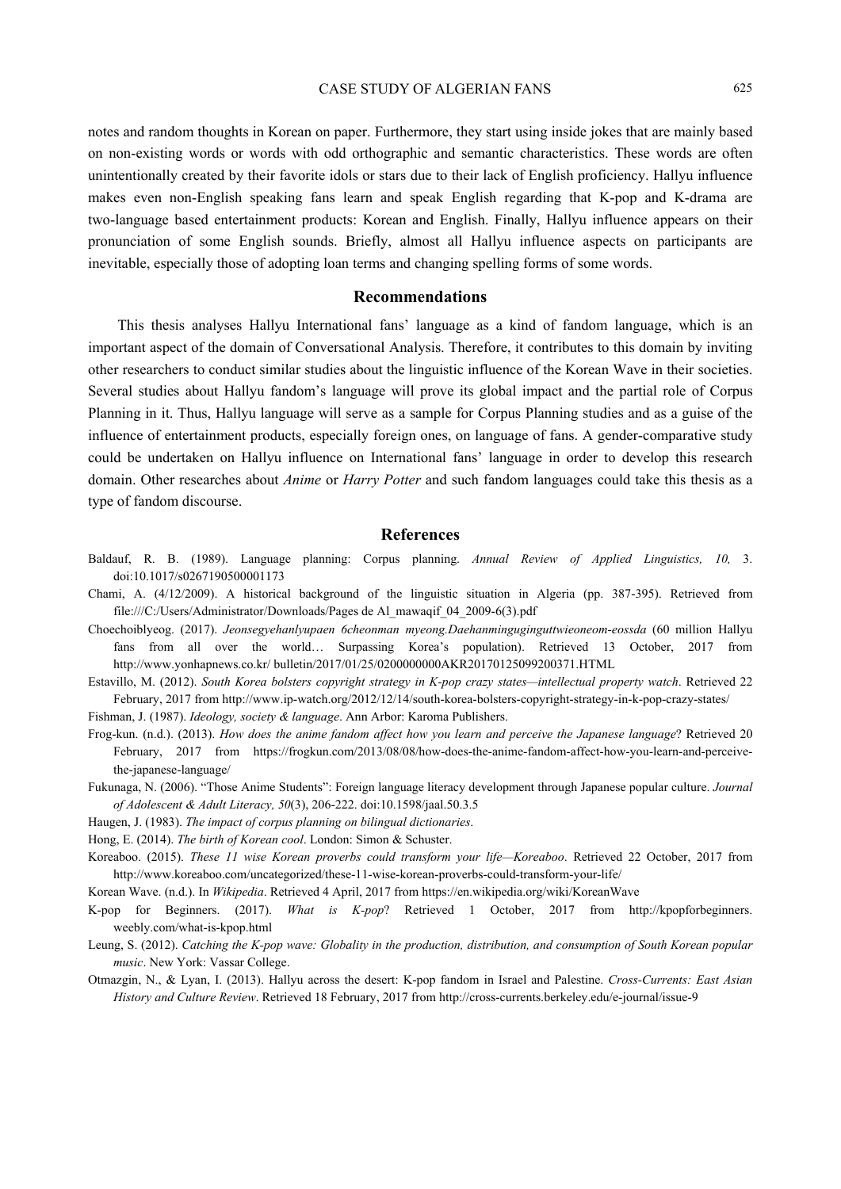notes and random thoughts in Korean on paper. Furthermore, they start using inside jokes that are mainly based on non-existing words or words with odd orthographic and semantic characteristics. These words are often unintentionally created by their favorite idols or stars due to their lack of English proficiency. Hallyu influence makes even non-English speaking fans learn and speak English regarding that K-pop and K-drama are two-language based entertainment products: Korean and English. Finally, Hallyu influence appears on their pronunciation of some English sounds. Briefly, almost all Hallyu influence aspects on participants are inevitable, especially those of adopting loan terms and changing spelling forms of some words.

## Recommendations

This thesis analyses Hallyu International fans' language as a kind of fandom language, which is an important aspect of the domain of Conversational Analysis. Therefore, it contributes to this domain by inviting other researchers to conduct similar studies about the linguistic influence of the Korean Wave in their societies. Several studies about Hallyu fandom's language will prove its global impact and the partial role of Corpus Planning in it. Thus, Hallyu language will serve as a sample for Corpus Planning studies and as a guise of the influence of entertainment products, especially foreign ones, on language of fans. A gender-comparative study could be undertaken on Hallyu influence on International fans' language in order to develop this research domain. Other researches about *Anime* or *Harry Potter* and such fandom languages could take this thesis as a type of fandom discourse.

## References

Baldauf, R. B. (1989). Language planning: Corpus planning. *Annual Review of Applied Linguistics, 10,* 3. doi:10.1017/s0267190500001173

Chami, A. (4/12/2009). A historical background of the linguistic situation in Algeria (pp. 387-395). Retrieved from file:///C:/Users/Administrator/Downloads/Pages de Al_mawaqif_04_2009-6(3).pdf

Choechoiblyeog. (2017). *Jeonsegyehanlyupaen 6cheonman myeong.Daehanminguginguttwieoneom-eossda* (60 million Hallyu fans from all over the world… Surpassing Korea's population). Retrieved 13 October, 2017 from http://www.yonhapnews.co.kr/ bulletin/2017/01/25/0200000000AKR20170125099200371.HTML

Estavillo, M. (2012). *South Korea bolsters copyright strategy in K-pop crazy states—intellectual property watch*. Retrieved 22 February, 2017 from http://www.ip-watch.org/2012/12/14/south-korea-bolsters-copyright-strategy-in-k-pop-crazy-states/

Fishman, J. (1987). *Ideology, society & language*. Ann Arbor: Karoma Publishers.

Frog-kun. (n.d.). (2013). *How does the anime fandom affect how you learn and perceive the Japanese language*? Retrieved 20 February, 2017 from https://frogkun.com/2013/08/08/how-does-the-anime-fandom-affect-how-you-learn-and-perceive-the-japanese-language/

Fukunaga, N. (2006). "Those Anime Students": Foreign language literacy development through Japanese popular culture. *Journal of Adolescent & Adult Literacy, 50*(3), 206-222. doi:10.1598/jaal.50.3.5

Haugen, J. (1983). *The impact of corpus planning on bilingual dictionaries*.

Hong, E. (2014). *The birth of Korean cool*. London: Simon & Schuster.

Koreaboo. (2015). *These 11 wise Korean proverbs could transform your life—Koreaboo*. Retrieved 22 October, 2017 from http://www.koreaboo.com/uncategorized/these-11-wise-korean-proverbs-could-transform-your-life/

Korean Wave. (n.d.). In *Wikipedia*. Retrieved 4 April, 2017 from https://en.wikipedia.org/wiki/KoreanWave

K-pop for Beginners. (2017). *What is K-pop*? Retrieved 1 October, 2017 from http://kpopforbeginners. weebly.com/what-is-kpop.html

Leung, S. (2012). *Catching the K-pop wave: Globality in the production, distribution, and consumption of South Korean popular music*. New York: Vassar College.

Otmazgin, N., & Lyan, I. (2013). Hallyu across the desert: K-pop fandom in Israel and Palestine. *Cross-Currents: East Asian History and Culture Review*. Retrieved 18 February, 2017 from http://cross-currents.berkeley.edu/e-journal/issue-9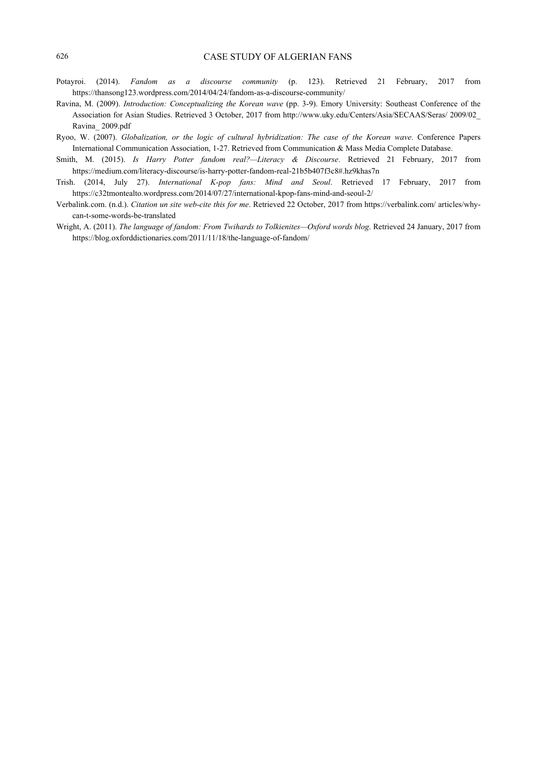Potayroi. (2014). *Fandom as a discourse community* (p. 123). Retrieved 21 February, 2017 from https://thansong123.wordpress.com/2014/04/24/fandom-as-a-discourse-community/

Ravina, M. (2009). *Introduction: Conceptualizing the Korean wave* (pp. 3-9). Emory University: Southeast Conference of the Association for Asian Studies. Retrieved 3 October, 2017 from http://www.uky.edu/Centers/Asia/SECAAS/Seras/ 2009/02_ Ravina_ 2009.pdf

Ryoo, W. (2007). *Globalization, or the logic of cultural hybridization: The case of the Korean wave*. Conference Papers International Communication Association, 1-27. Retrieved from Communication & Mass Media Complete Database.

Smith, M. (2015). *Is Harry Potter fandom real?—Literacy & Discourse*. Retrieved 21 February, 2017 from https://medium.com/literacy-discourse/is-harry-potter-fandom-real-21b5b407f3c8#.hz9khas7n

Trish. (2014, July 27). *International K-pop fans: Mind and Seoul*. Retrieved 17 February, 2017 from https://c32tmontealto.wordpress.com/2014/07/27/international-kpop-fans-mind-and-seoul-2/

Verbalink.com. (n.d.). *Citation un site web-cite this for me*. Retrieved 22 October, 2017 from https://verbalink.com/ articles/why-can-t-some-words-be-translated

Wright, A. (2011). *The language of fandom: From Twihards to Tolkienites—Oxford words blog*. Retrieved 24 January, 2017 from https://blog.oxforddictionaries.com/2011/11/18/the-language-of-fandom/